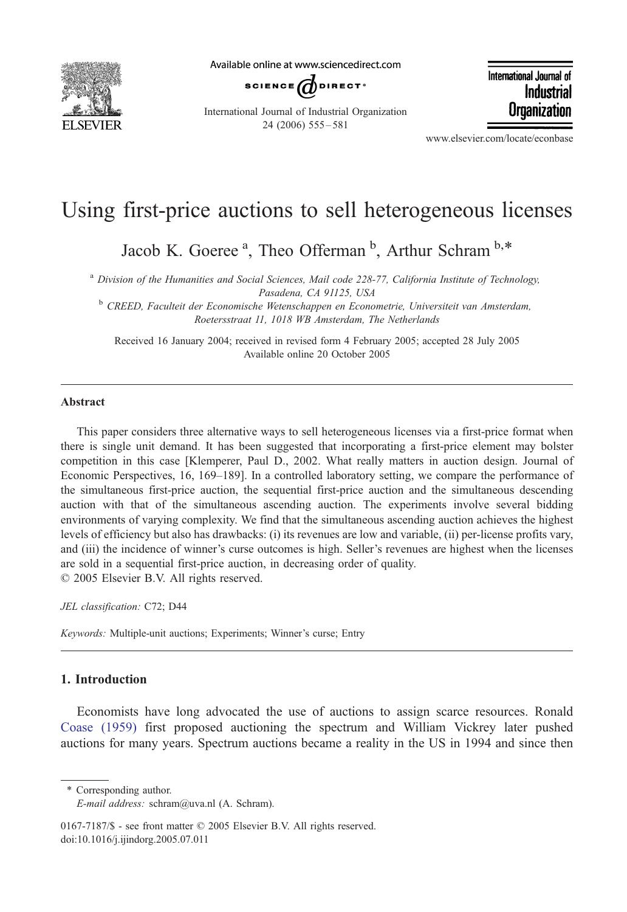# Using first-price auctions to sell heterogeneous licenses

Jacob K. Goeree [a], Theo Offerman [b], Arthur Schram [b,*]

[a] Division of the Humanities and Social Sciences, Mail code 228-77, California Institute of Technology, Pasadena, CA 91125, USA

[b] CREED, Faculteit der Economische Wetenschappen en Econometrie, Universiteit van Amsterdam, Roetersstraat 11, 1018 WB Amsterdam, The Netherlands

Received 16 January 2004; received in revised form 4 February 2005; accepted 28 July 2005
Available online 20 October 2005

---

## Abstract

This paper considers three alternative ways to sell heterogeneous licenses via a first-price format when there is single unit demand. It has been suggested that incorporating a first-price element may bolster competition in this case [Klemperer, Paul D., 2002. What really matters in auction design. Journal of Economic Perspectives, 16, 169–189]. In a controlled laboratory setting, we compare the performance of the simultaneous first-price auction, the sequential first-price auction and the simultaneous descending auction with that of the simultaneous ascending auction. The experiments involve several bidding environments of varying complexity. We find that the simultaneous ascending auction achieves the highest levels of efficiency but also has drawbacks: (i) its revenues are low and variable, (ii) per-license profits vary, and (iii) the incidence of winner's curse outcomes is high. Seller's revenues are highest when the licenses are sold in a sequential first-price auction, in decreasing order of quality.

© 2005 Elsevier B.V. All rights reserved.

*JEL classification:* C72; D44

*Keywords:* Multiple-unit auctions; Experiments; Winner's curse; Entry

---

## 1. Introduction

Economists have long advocated the use of auctions to assign scarce resources. Ronald Coase (1959) first proposed auctioning the spectrum and William Vickrey later pushed auctions for many years. Spectrum auctions became a reality in the US in 1994 and since then

---

\* Corresponding author.
*E-mail address:* schram@uva.nl (A. Schram).

0167-7187/$ - see front matter © 2005 Elsevier B.V. All rights reserved.
doi:10.1016/j.ijindorg.2005.07.011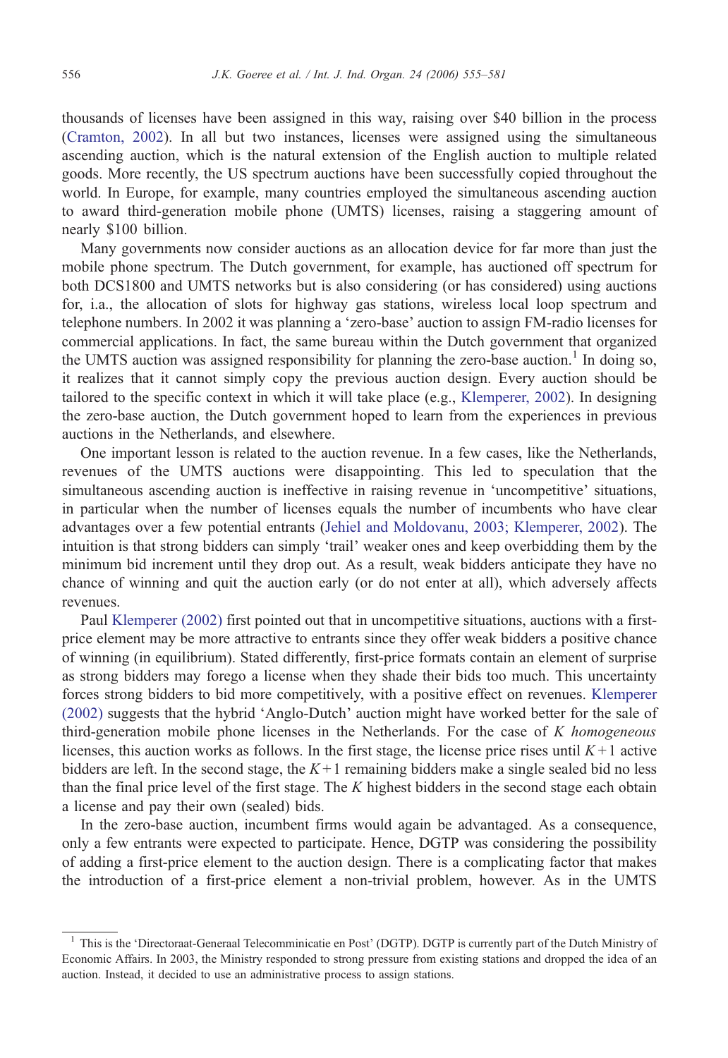thousands of licenses have been assigned in this way, raising over $40 billion in the process (Cramton, 2002). In all but two instances, licenses were assigned using the simultaneous ascending auction, which is the natural extension of the English auction to multiple related goods. More recently, the US spectrum auctions have been successfully copied throughout the world. In Europe, for example, many countries employed the simultaneous ascending auction to award third-generation mobile phone (UMTS) licenses, raising a staggering amount of nearly $100 billion.

Many governments now consider auctions as an allocation device for far more than just the mobile phone spectrum. The Dutch government, for example, has auctioned off spectrum for both DCS1800 and UMTS networks but is also considering (or has considered) using auctions for, i.a., the allocation of slots for highway gas stations, wireless local loop spectrum and telephone numbers. In 2002 it was planning a 'zero-base' auction to assign FM-radio licenses for commercial applications. In fact, the same bureau within the Dutch government that organized the UMTS auction was assigned responsibility for planning the zero-base auction.[1] In doing so, it realizes that it cannot simply copy the previous auction design. Every auction should be tailored to the specific context in which it will take place (e.g., Klemperer, 2002). In designing the zero-base auction, the Dutch government hoped to learn from the experiences in previous auctions in the Netherlands, and elsewhere.

One important lesson is related to the auction revenue. In a few cases, like the Netherlands, revenues of the UMTS auctions were disappointing. This led to speculation that the simultaneous ascending auction is ineffective in raising revenue in 'uncompetitive' situations, in particular when the number of licenses equals the number of incumbents who have clear advantages over a few potential entrants (Jehiel and Moldovanu, 2003; Klemperer, 2002). The intuition is that strong bidders can simply 'trail' weaker ones and keep overbidding them by the minimum bid increment until they drop out. As a result, weak bidders anticipate they have no chance of winning and quit the auction early (or do not enter at all), which adversely affects revenues.

Paul Klemperer (2002) first pointed out that in uncompetitive situations, auctions with a first-price element may be more attractive to entrants since they offer weak bidders a positive chance of winning (in equilibrium). Stated differently, first-price formats contain an element of surprise as strong bidders may forego a license when they shade their bids too much. This uncertainty forces strong bidders to bid more competitively, with a positive effect on revenues. Klemperer (2002) suggests that the hybrid 'Anglo-Dutch' auction might have worked better for the sale of third-generation mobile phone licenses in the Netherlands. For the case of $K$ *homogeneous* licenses, this auction works as follows. In the first stage, the license price rises until $K+1$ active bidders are left. In the second stage, the $K+1$ remaining bidders make a single sealed bid no less than the final price level of the first stage. The $K$ highest bidders in the second stage each obtain a license and pay their own (sealed) bids.

In the zero-base auction, incumbent firms would again be advantaged. As a consequence, only a few entrants were expected to participate. Hence, DGTP was considering the possibility of adding a first-price element to the auction design. There is a complicating factor that makes the introduction of a first-price element a non-trivial problem, however. As in the UMTS

[1] This is the 'Directoraat-Generaal Telecomminicatie en Post' (DGTP). DGTP is currently part of the Dutch Ministry of Economic Affairs. In 2003, the Ministry responded to strong pressure from existing stations and dropped the idea of an auction. Instead, it decided to use an administrative process to assign stations.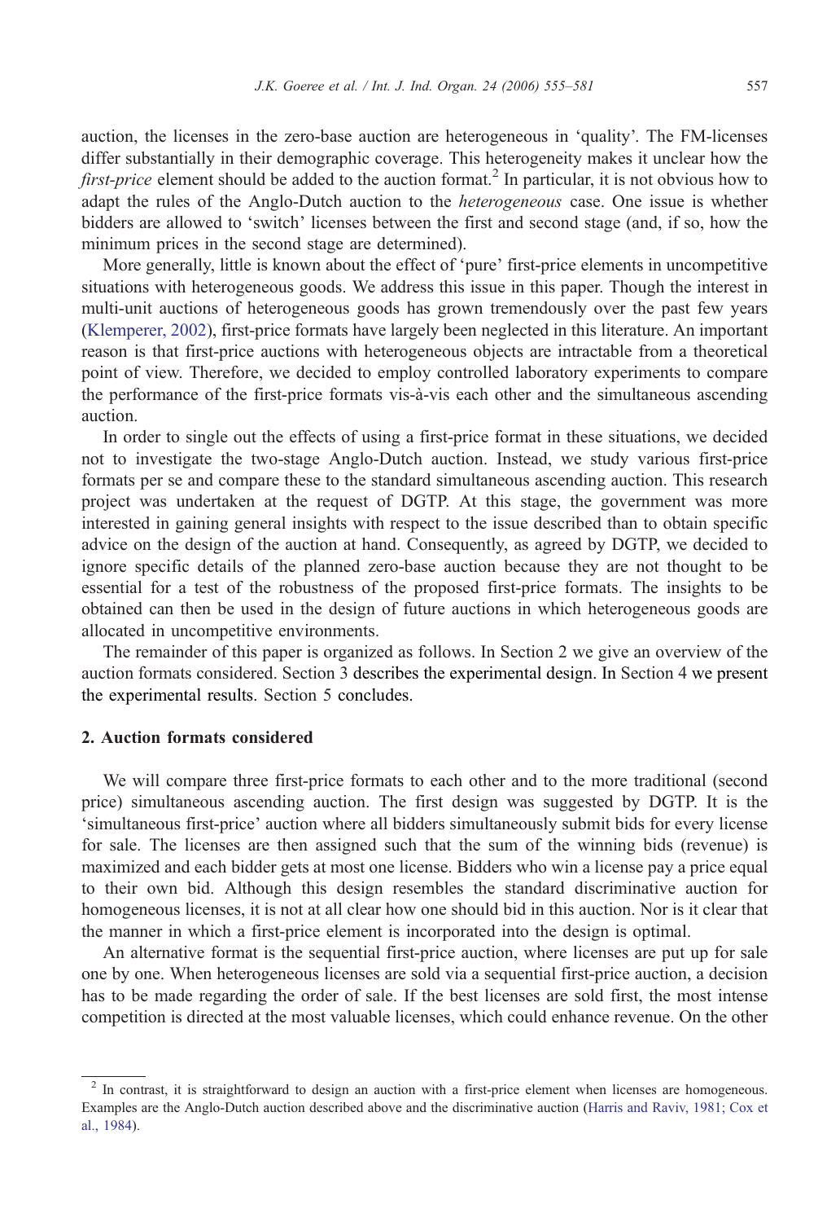auction, the licenses in the zero-base auction are heterogeneous in 'quality'. The FM-licenses differ substantially in their demographic coverage. This heterogeneity makes it unclear how the *first-price* element should be added to the auction format.[2] In particular, it is not obvious how to adapt the rules of the Anglo-Dutch auction to the *heterogeneous* case. One issue is whether bidders are allowed to 'switch' licenses between the first and second stage (and, if so, how the minimum prices in the second stage are determined).

More generally, little is known about the effect of 'pure' first-price elements in uncompetitive situations with heterogeneous goods. We address this issue in this paper. Though the interest in multi-unit auctions of heterogeneous goods has grown tremendously over the past few years (Klemperer, 2002), first-price formats have largely been neglected in this literature. An important reason is that first-price auctions with heterogeneous objects are intractable from a theoretical point of view. Therefore, we decided to employ controlled laboratory experiments to compare the performance of the first-price formats vis-à-vis each other and the simultaneous ascending auction.

In order to single out the effects of using a first-price format in these situations, we decided not to investigate the two-stage Anglo-Dutch auction. Instead, we study various first-price formats per se and compare these to the standard simultaneous ascending auction. This research project was undertaken at the request of DGTP. At this stage, the government was more interested in gaining general insights with respect to the issue described than to obtain specific advice on the design of the auction at hand. Consequently, as agreed by DGTP, we decided to ignore specific details of the planned zero-base auction because they are not thought to be essential for a test of the robustness of the proposed first-price formats. The insights to be obtained can then be used in the design of future auctions in which heterogeneous goods are allocated in uncompetitive environments.

The remainder of this paper is organized as follows. In Section 2 we give an overview of the auction formats considered. Section 3 describes the experimental design. In Section 4 we present the experimental results. Section 5 concludes.

## 2. Auction formats considered

We will compare three first-price formats to each other and to the more traditional (second price) simultaneous ascending auction. The first design was suggested by DGTP. It is the 'simultaneous first-price' auction where all bidders simultaneously submit bids for every license for sale. The licenses are then assigned such that the sum of the winning bids (revenue) is maximized and each bidder gets at most one license. Bidders who win a license pay a price equal to their own bid. Although this design resembles the standard discriminative auction for homogeneous licenses, it is not at all clear how one should bid in this auction. Nor is it clear that the manner in which a first-price element is incorporated into the design is optimal.

An alternative format is the sequential first-price auction, where licenses are put up for sale one by one. When heterogeneous licenses are sold via a sequential first-price auction, a decision has to be made regarding the order of sale. If the best licenses are sold first, the most intense competition is directed at the most valuable licenses, which could enhance revenue. On the other

[2] In contrast, it is straightforward to design an auction with a first-price element when licenses are homogeneous. Examples are the Anglo-Dutch auction described above and the discriminative auction (Harris and Raviv, 1981; Cox et al., 1984).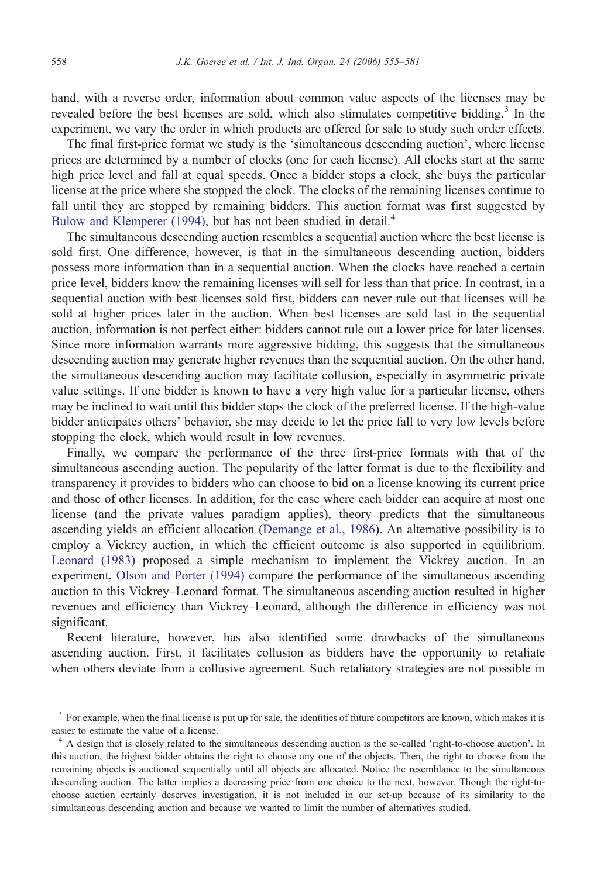hand, with a reverse order, information about common value aspects of the licenses may be revealed before the best licenses are sold, which also stimulates competitive bidding.[3] In the experiment, we vary the order in which products are offered for sale to study such order effects.

The final first-price format we study is the 'simultaneous descending auction', where license prices are determined by a number of clocks (one for each license). All clocks start at the same high price level and fall at equal speeds. Once a bidder stops a clock, she buys the particular license at the price where she stopped the clock. The clocks of the remaining licenses continue to fall until they are stopped by remaining bidders. This auction format was first suggested by Bulow and Klemperer (1994), but has not been studied in detail.[4]

The simultaneous descending auction resembles a sequential auction where the best license is sold first. One difference, however, is that in the simultaneous descending auction, bidders possess more information than in a sequential auction. When the clocks have reached a certain price level, bidders know the remaining licenses will sell for less than that price. In contrast, in a sequential auction with best licenses sold first, bidders can never rule out that licenses will be sold at higher prices later in the auction. When best licenses are sold last in the sequential auction, information is not perfect either: bidders cannot rule out a lower price for later licenses. Since more information warrants more aggressive bidding, this suggests that the simultaneous descending auction may generate higher revenues than the sequential auction. On the other hand, the simultaneous descending auction may facilitate collusion, especially in asymmetric private value settings. If one bidder is known to have a very high value for a particular license, others may be inclined to wait until this bidder stops the clock of the preferred license. If the high-value bidder anticipates others' behavior, she may decide to let the price fall to very low levels before stopping the clock, which would result in low revenues.

Finally, we compare the performance of the three first-price formats with that of the simultaneous ascending auction. The popularity of the latter format is due to the flexibility and transparency it provides to bidders who can choose to bid on a license knowing its current price and those of other licenses. In addition, for the case where each bidder can acquire at most one license (and the private values paradigm applies), theory predicts that the simultaneous ascending yields an efficient allocation (Demange et al., 1986). An alternative possibility is to employ a Vickrey auction, in which the efficient outcome is also supported in equilibrium. Leonard (1983) proposed a simple mechanism to implement the Vickrey auction. In an experiment, Olson and Porter (1994) compare the performance of the simultaneous ascending auction to this Vickrey–Leonard format. The simultaneous ascending auction resulted in higher revenues and efficiency than Vickrey–Leonard, although the difference in efficiency was not significant.

Recent literature, however, has also identified some drawbacks of the simultaneous ascending auction. First, it facilitates collusion as bidders have the opportunity to retaliate when others deviate from a collusive agreement. Such retaliatory strategies are not possible in

[3] For example, when the final license is put up for sale, the identities of future competitors are known, which makes it is easier to estimate the value of a license.

[4] A design that is closely related to the simultaneous descending auction is the so-called 'right-to-choose auction'. In this auction, the highest bidder obtains the right to choose any one of the objects. Then, the right to choose from the remaining objects is auctioned sequentially until all objects are allocated. Notice the resemblance to the simultaneous descending auction. The latter implies a decreasing price from one choice to the next, however. Though the right-to-choose auction certainly deserves investigation, it is not included in our set-up because of its similarity to the simultaneous descending auction and because we wanted to limit the number of alternatives studied.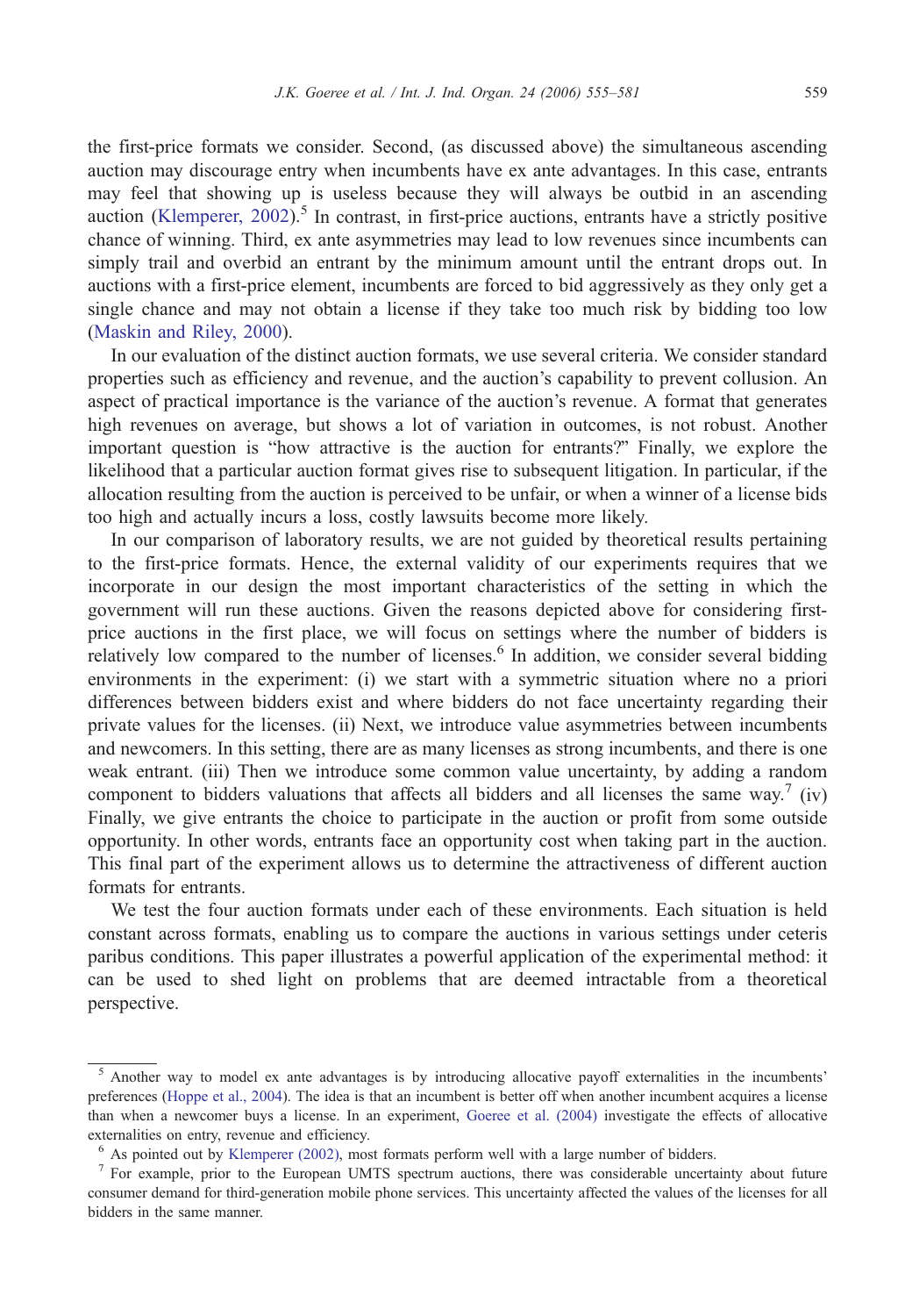the first-price formats we consider. Second, (as discussed above) the simultaneous ascending auction may discourage entry when incumbents have ex ante advantages. In this case, entrants may feel that showing up is useless because they will always be outbid in an ascending auction (Klemperer, 2002).[5] In contrast, in first-price auctions, entrants have a strictly positive chance of winning. Third, ex ante asymmetries may lead to low revenues since incumbents can simply trail and overbid an entrant by the minimum amount until the entrant drops out. In auctions with a first-price element, incumbents are forced to bid aggressively as they only get a single chance and may not obtain a license if they take too much risk by bidding too low (Maskin and Riley, 2000).

In our evaluation of the distinct auction formats, we use several criteria. We consider standard properties such as efficiency and revenue, and the auction's capability to prevent collusion. An aspect of practical importance is the variance of the auction's revenue. A format that generates high revenues on average, but shows a lot of variation in outcomes, is not robust. Another important question is "how attractive is the auction for entrants?" Finally, we explore the likelihood that a particular auction format gives rise to subsequent litigation. In particular, if the allocation resulting from the auction is perceived to be unfair, or when a winner of a license bids too high and actually incurs a loss, costly lawsuits become more likely.

In our comparison of laboratory results, we are not guided by theoretical results pertaining to the first-price formats. Hence, the external validity of our experiments requires that we incorporate in our design the most important characteristics of the setting in which the government will run these auctions. Given the reasons depicted above for considering first-price auctions in the first place, we will focus on settings where the number of bidders is relatively low compared to the number of licenses.[6] In addition, we consider several bidding environments in the experiment: (i) we start with a symmetric situation where no a priori differences between bidders exist and where bidders do not face uncertainty regarding their private values for the licenses. (ii) Next, we introduce value asymmetries between incumbents and newcomers. In this setting, there are as many licenses as strong incumbents, and there is one weak entrant. (iii) Then we introduce some common value uncertainty, by adding a random component to bidders valuations that affects all bidders and all licenses the same way.[7] (iv) Finally, we give entrants the choice to participate in the auction or profit from some outside opportunity. In other words, entrants face an opportunity cost when taking part in the auction. This final part of the experiment allows us to determine the attractiveness of different auction formats for entrants.

We test the four auction formats under each of these environments. Each situation is held constant across formats, enabling us to compare the auctions in various settings under ceteris paribus conditions. This paper illustrates a powerful application of the experimental method: it can be used to shed light on problems that are deemed intractable from a theoretical perspective.

---

[5] Another way to model ex ante advantages is by introducing allocative payoff externalities in the incumbents' preferences (Hoppe et al., 2004). The idea is that an incumbent is better off when another incumbent acquires a license than when a newcomer buys a license. In an experiment, Goeree et al. (2004) investigate the effects of allocative externalities on entry, revenue and efficiency.

[6] As pointed out by Klemperer (2002), most formats perform well with a large number of bidders.

[7] For example, prior to the European UMTS spectrum auctions, there was considerable uncertainty about future consumer demand for third-generation mobile phone services. This uncertainty affected the values of the licenses for all bidders in the same manner.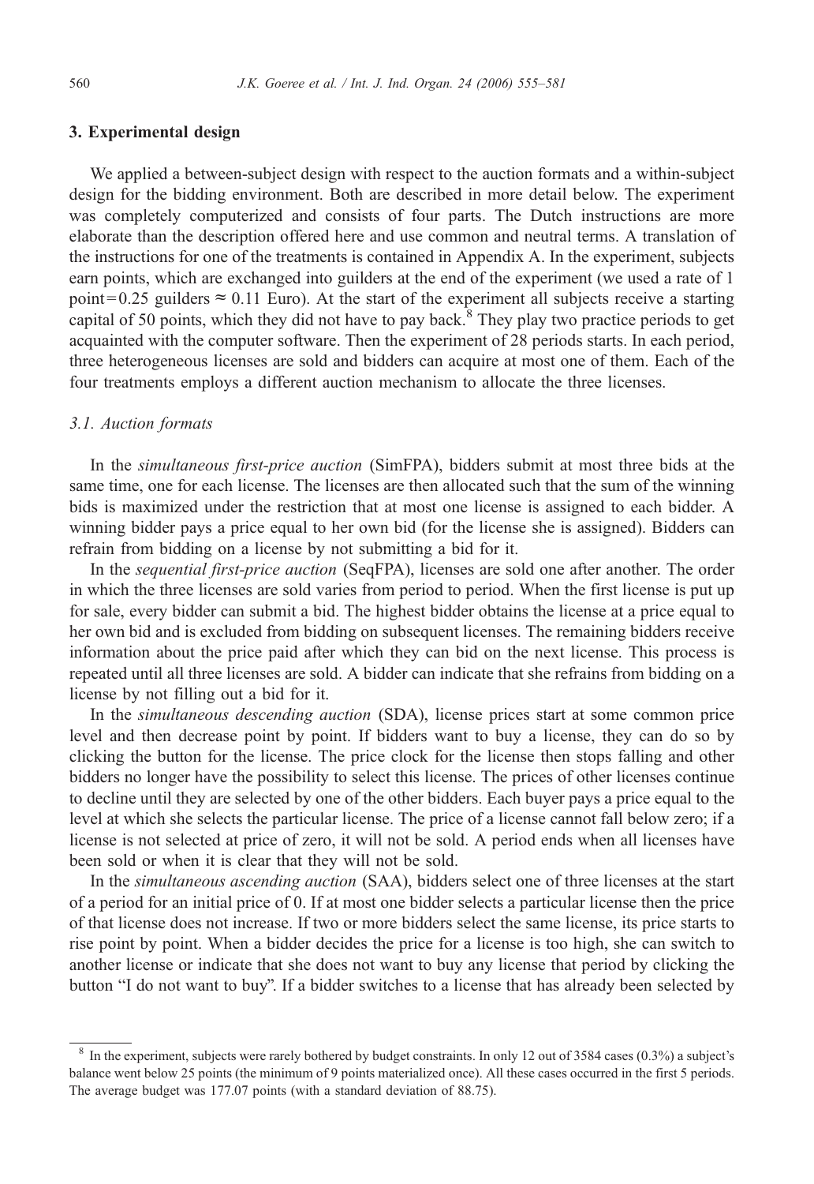## 3. Experimental design

We applied a between-subject design with respect to the auction formats and a within-subject design for the bidding environment. Both are described in more detail below. The experiment was completely computerized and consists of four parts. The Dutch instructions are more elaborate than the description offered here and use common and neutral terms. A translation of the instructions for one of the treatments is contained in Appendix A. In the experiment, subjects earn points, which are exchanged into guilders at the end of the experiment (we used a rate of 1 point = 0.25 guilders ≈ 0.11 Euro). At the start of the experiment all subjects receive a starting capital of 50 points, which they did not have to pay back.[8] They play two practice periods to get acquainted with the computer software. Then the experiment of 28 periods starts. In each period, three heterogeneous licenses are sold and bidders can acquire at most one of them. Each of the four treatments employs a different auction mechanism to allocate the three licenses.

### 3.1. Auction formats

In the *simultaneous first-price auction* (SimFPA), bidders submit at most three bids at the same time, one for each license. The licenses are then allocated such that the sum of the winning bids is maximized under the restriction that at most one license is assigned to each bidder. A winning bidder pays a price equal to her own bid (for the license she is assigned). Bidders can refrain from bidding on a license by not submitting a bid for it.

In the *sequential first-price auction* (SeqFPA), licenses are sold one after another. The order in which the three licenses are sold varies from period to period. When the first license is put up for sale, every bidder can submit a bid. The highest bidder obtains the license at a price equal to her own bid and is excluded from bidding on subsequent licenses. The remaining bidders receive information about the price paid after which they can bid on the next license. This process is repeated until all three licenses are sold. A bidder can indicate that she refrains from bidding on a license by not filling out a bid for it.

In the *simultaneous descending auction* (SDA), license prices start at some common price level and then decrease point by point. If bidders want to buy a license, they can do so by clicking the button for the license. The price clock for the license then stops falling and other bidders no longer have the possibility to select this license. The prices of other licenses continue to decline until they are selected by one of the other bidders. Each buyer pays a price equal to the level at which she selects the particular license. The price of a license cannot fall below zero; if a license is not selected at price of zero, it will not be sold. A period ends when all licenses have been sold or when it is clear that they will not be sold.

In the *simultaneous ascending auction* (SAA), bidders select one of three licenses at the start of a period for an initial price of 0. If at most one bidder selects a particular license then the price of that license does not increase. If two or more bidders select the same license, its price starts to rise point by point. When a bidder decides the price for a license is too high, she can switch to another license or indicate that she does not want to buy any license that period by clicking the button "I do not want to buy". If a bidder switches to a license that has already been selected by

[8] In the experiment, subjects were rarely bothered by budget constraints. In only 12 out of 3584 cases (0.3%) a subject's balance went below 25 points (the minimum of 9 points materialized once). All these cases occurred in the first 5 periods. The average budget was 177.07 points (with a standard deviation of 88.75).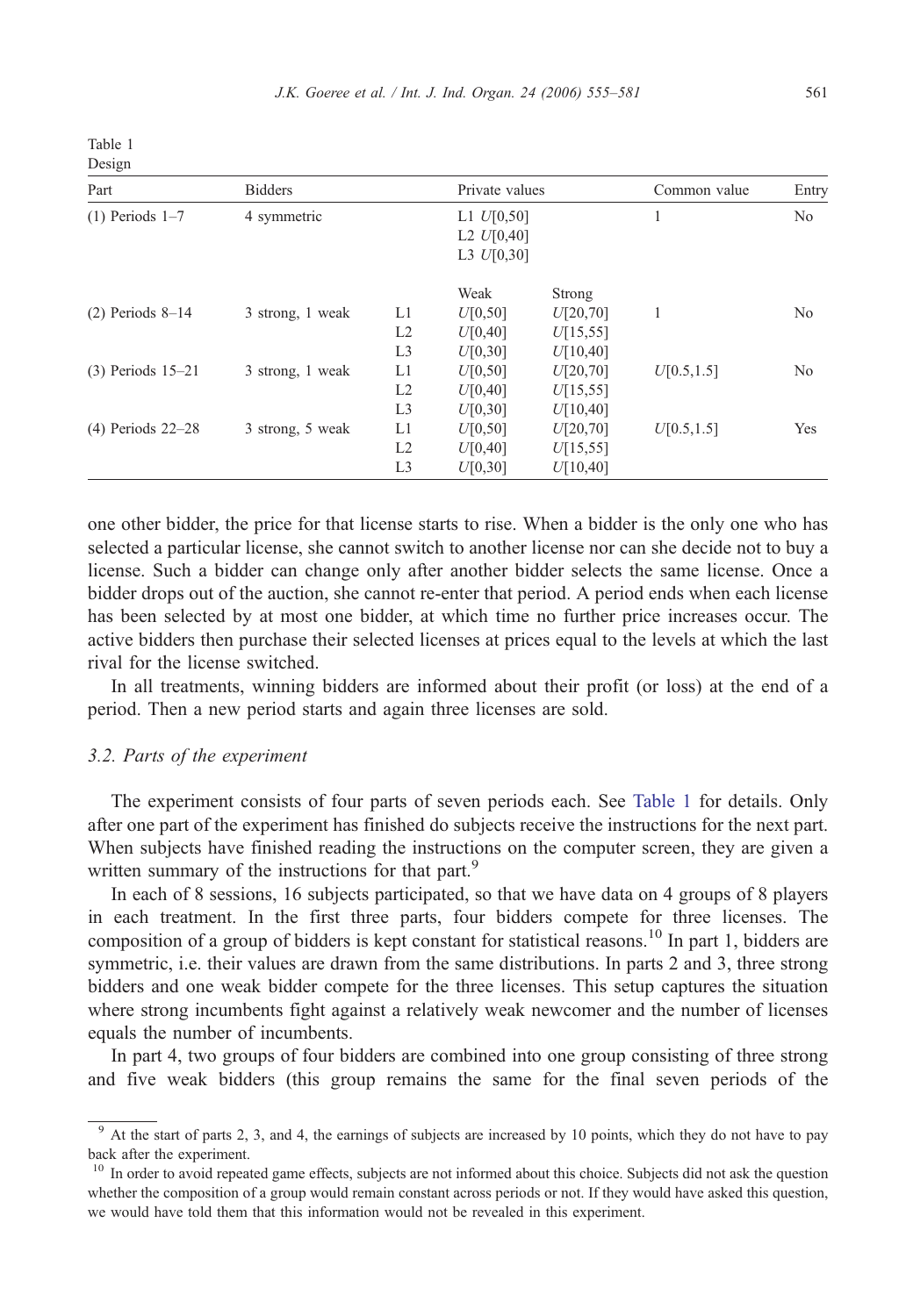Table 1
Design

| Part | Bidders | | Private values | | Common value | Entry |
|---|---|---|---|---|---|---|
| (1) Periods 1–7 | 4 symmetric | | L1 $U[0,50]$ | | 1 | No |
| | | | L2 $U[0,40]$ | | | |
| | | | L3 $U[0,30]$ | | | |
| | | | Weak | Strong | | |
| (2) Periods 8–14 | 3 strong, 1 weak | L1 | $U[0,50]$ | $U[20,70]$ | 1 | No |
| | | L2 | $U[0,40]$ | $U[15,55]$ | | |
| | | L3 | $U[0,30]$ | $U[10,40]$ | | |
| (3) Periods 15–21 | 3 strong, 1 weak | L1 | $U[0,50]$ | $U[20,70]$ | $U[0.5,1.5]$ | No |
| | | L2 | $U[0,40]$ | $U[15,55]$ | | |
| | | L3 | $U[0,30]$ | $U[10,40]$ | | |
| (4) Periods 22–28 | 3 strong, 5 weak | L1 | $U[0,50]$ | $U[20,70]$ | $U[0.5,1.5]$ | Yes |
| | | L2 | $U[0,40]$ | $U[15,55]$ | | |
| | | L3 | $U[0,30]$ | $U[10,40]$ | | |

one other bidder, the price for that license starts to rise. When a bidder is the only one who has selected a particular license, she cannot switch to another license nor can she decide not to buy a license. Such a bidder can change only after another bidder selects the same license. Once a bidder drops out of the auction, she cannot re-enter that period. A period ends when each license has been selected by at most one bidder, at which time no further price increases occur. The active bidders then purchase their selected licenses at prices equal to the levels at which the last rival for the license switched.

In all treatments, winning bidders are informed about their profit (or loss) at the end of a period. Then a new period starts and again three licenses are sold.

### 3.2. Parts of the experiment

The experiment consists of four parts of seven periods each. See Table 1 for details. Only after one part of the experiment has finished do subjects receive the instructions for the next part. When subjects have finished reading the instructions on the computer screen, they are given a written summary of the instructions for that part.[9]

In each of 8 sessions, 16 subjects participated, so that we have data on 4 groups of 8 players in each treatment. In the first three parts, four bidders compete for three licenses. The composition of a group of bidders is kept constant for statistical reasons.[10] In part 1, bidders are symmetric, i.e. their values are drawn from the same distributions. In parts 2 and 3, three strong bidders and one weak bidder compete for the three licenses. This setup captures the situation where strong incumbents fight against a relatively weak newcomer and the number of licenses equals the number of incumbents.

In part 4, two groups of four bidders are combined into one group consisting of three strong and five weak bidders (this group remains the same for the final seven periods of the

[9] At the start of parts 2, 3, and 4, the earnings of subjects are increased by 10 points, which they do not have to pay back after the experiment.

[10] In order to avoid repeated game effects, subjects are not informed about this choice. Subjects did not ask the question whether the composition of a group would remain constant across periods or not. If they would have asked this question, we would have told them that this information would not be revealed in this experiment.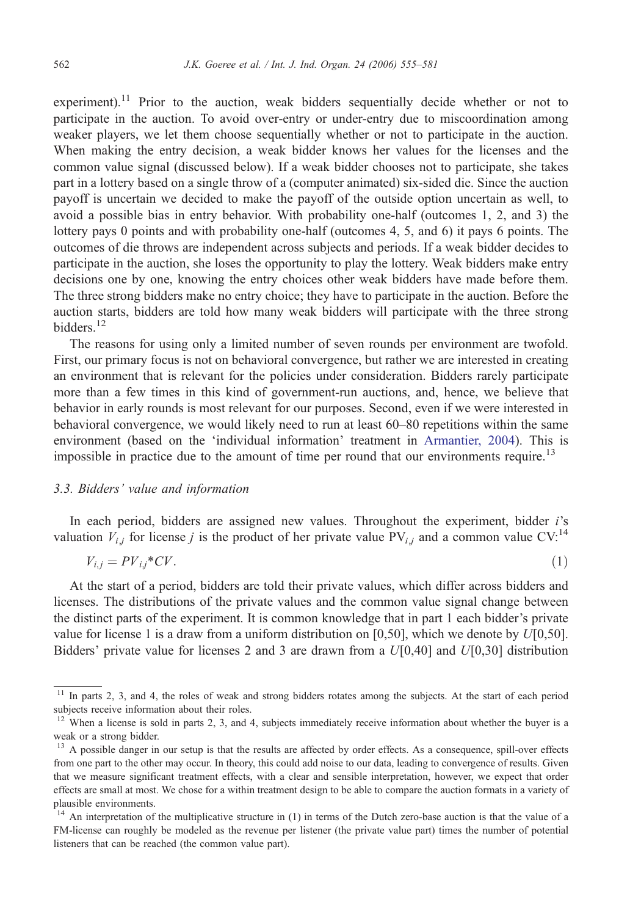experiment).[11] Prior to the auction, weak bidders sequentially decide whether or not to participate in the auction. To avoid over-entry or under-entry due to miscoordination among weaker players, we let them choose sequentially whether or not to participate in the auction. When making the entry decision, a weak bidder knows her values for the licenses and the common value signal (discussed below). If a weak bidder chooses not to participate, she takes part in a lottery based on a single throw of a (computer animated) six-sided die. Since the auction payoff is uncertain we decided to make the payoff of the outside option uncertain as well, to avoid a possible bias in entry behavior. With probability one-half (outcomes 1, 2, and 3) the lottery pays 0 points and with probability one-half (outcomes 4, 5, and 6) it pays 6 points. The outcomes of die throws are independent across subjects and periods. If a weak bidder decides to participate in the auction, she loses the opportunity to play the lottery. Weak bidders make entry decisions one by one, knowing the entry choices other weak bidders have made before them. The three strong bidders make no entry choice; they have to participate in the auction. Before the auction starts, bidders are told how many weak bidders will participate with the three strong bidders.[12]

The reasons for using only a limited number of seven rounds per environment are twofold. First, our primary focus is not on behavioral convergence, but rather we are interested in creating an environment that is relevant for the policies under consideration. Bidders rarely participate more than a few times in this kind of government-run auctions, and, hence, we believe that behavior in early rounds is most relevant for our purposes. Second, even if we were interested in behavioral convergence, we would likely need to run at least 60–80 repetitions within the same environment (based on the 'individual information' treatment in Armantier, 2004). This is impossible in practice due to the amount of time per round that our environments require.[13]

### 3.3. Bidders' value and information

In each period, bidders are assigned new values. Throughout the experiment, bidder $i$'s valuation $V_{i,j}$ for license $j$ is the product of her private value $PV_{i,j}$ and a common value CV:[14]

$$V_{i,j} = PV_{i,j} * CV. \tag{1}$$

At the start of a period, bidders are told their private values, which differ across bidders and licenses. The distributions of the private values and the common value signal change between the distinct parts of the experiment. It is common knowledge that in part 1 each bidder's private value for license 1 is a draw from a uniform distribution on [0,50], which we denote by $U$[0,50]. Bidders' private value for licenses 2 and 3 are drawn from a $U$[0,40] and $U$[0,30] distribution

---

[11] In parts 2, 3, and 4, the roles of weak and strong bidders rotates among the subjects. At the start of each period subjects receive information about their roles.

[12] When a license is sold in parts 2, 3, and 4, subjects immediately receive information about whether the buyer is a weak or a strong bidder.

[13] A possible danger in our setup is that the results are affected by order effects. As a consequence, spill-over effects from one part to the other may occur. In theory, this could add noise to our data, leading to convergence of results. Given that we measure significant treatment effects, with a clear and sensible interpretation, however, we expect that order effects are small at most. We chose for a within treatment design to be able to compare the auction formats in a variety of plausible environments.

[14] An interpretation of the multiplicative structure in (1) in terms of the Dutch zero-base auction is that the value of a FM-license can roughly be modeled as the revenue per listener (the private value part) times the number of potential listeners that can be reached (the common value part).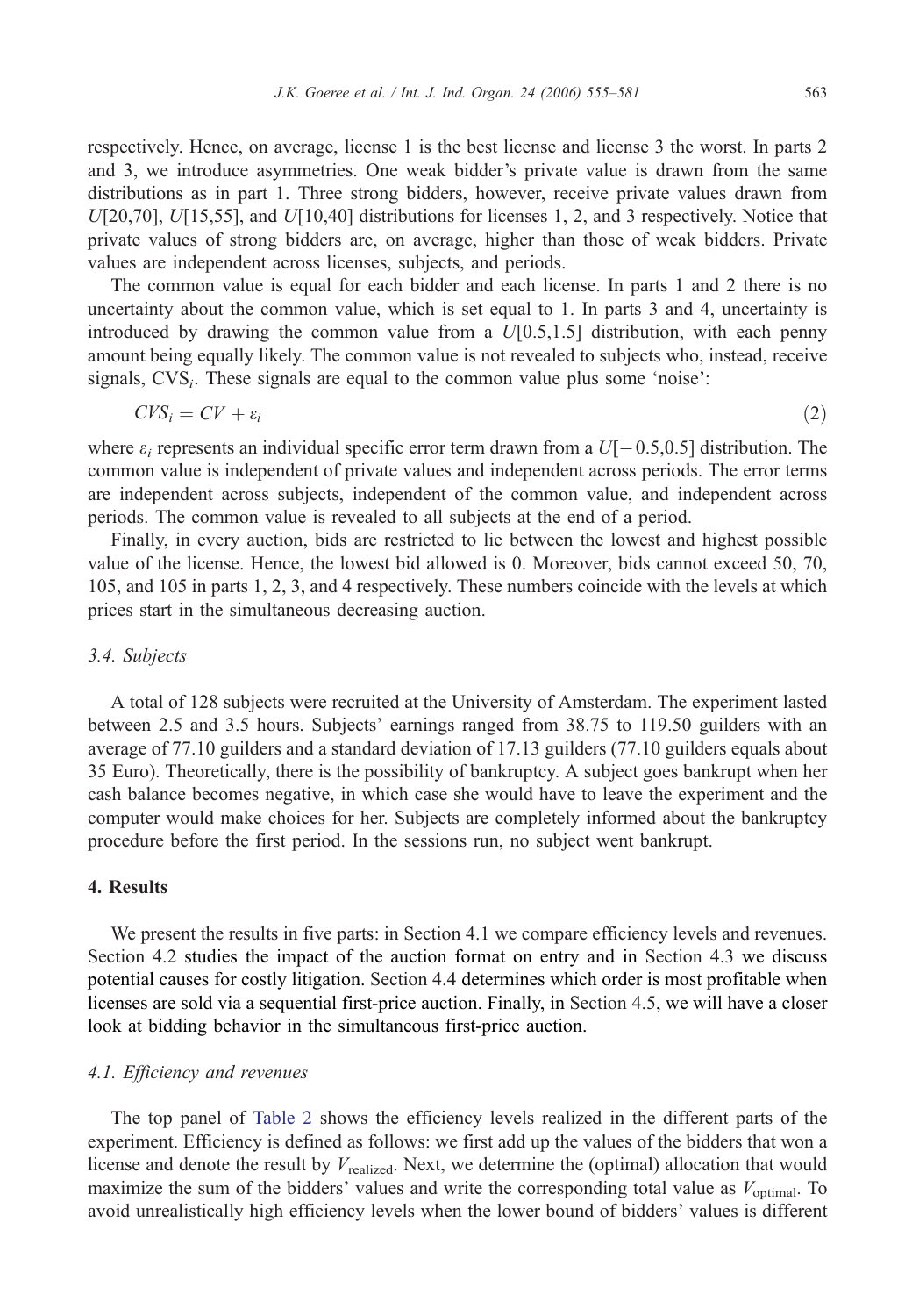respectively. Hence, on average, license 1 is the best license and license 3 the worst. In parts 2 and 3, we introduce asymmetries. One weak bidder's private value is drawn from the same distributions as in part 1. Three strong bidders, however, receive private values drawn from $U[20,70]$, $U[15,55]$, and $U[10,40]$ distributions for licenses 1, 2, and 3 respectively. Notice that private values of strong bidders are, on average, higher than those of weak bidders. Private values are independent across licenses, subjects, and periods.

The common value is equal for each bidder and each license. In parts 1 and 2 there is no uncertainty about the common value, which is set equal to 1. In parts 3 and 4, uncertainty is introduced by drawing the common value from a $U[0.5,1.5]$ distribution, with each penny amount being equally likely. The common value is not revealed to subjects who, instead, receive signals, $CVS_i$. These signals are equal to the common value plus some 'noise':

$$CVS_i = CV + \varepsilon_i \tag{2}$$

where $\varepsilon_i$ represents an individual specific error term drawn from a $U[-0.5,0.5]$ distribution. The common value is independent of private values and independent across periods. The error terms are independent across subjects, independent of the common value, and independent across periods. The common value is revealed to all subjects at the end of a period.

Finally, in every auction, bids are restricted to lie between the lowest and highest possible value of the license. Hence, the lowest bid allowed is 0. Moreover, bids cannot exceed 50, 70, 105, and 105 in parts 1, 2, 3, and 4 respectively. These numbers coincide with the levels at which prices start in the simultaneous decreasing auction.

### 3.4. Subjects

A total of 128 subjects were recruited at the University of Amsterdam. The experiment lasted between 2.5 and 3.5 hours. Subjects' earnings ranged from 38.75 to 119.50 guilders with an average of 77.10 guilders and a standard deviation of 17.13 guilders (77.10 guilders equals about 35 Euro). Theoretically, there is the possibility of bankruptcy. A subject goes bankrupt when her cash balance becomes negative, in which case she would have to leave the experiment and the computer would make choices for her. Subjects are completely informed about the bankruptcy procedure before the first period. In the sessions run, no subject went bankrupt.

## 4. Results

We present the results in five parts: in Section 4.1 we compare efficiency levels and revenues. Section 4.2 studies the impact of the auction format on entry and in Section 4.3 we discuss potential causes for costly litigation. Section 4.4 determines which order is most profitable when licenses are sold via a sequential first-price auction. Finally, in Section 4.5, we will have a closer look at bidding behavior in the simultaneous first-price auction.

### 4.1. Efficiency and revenues

The top panel of Table 2 shows the efficiency levels realized in the different parts of the experiment. Efficiency is defined as follows: we first add up the values of the bidders that won a license and denote the result by $V_{\text{realized}}$. Next, we determine the (optimal) allocation that would maximize the sum of the bidders' values and write the corresponding total value as $V_{\text{optimal}}$. To avoid unrealistically high efficiency levels when the lower bound of bidders' values is different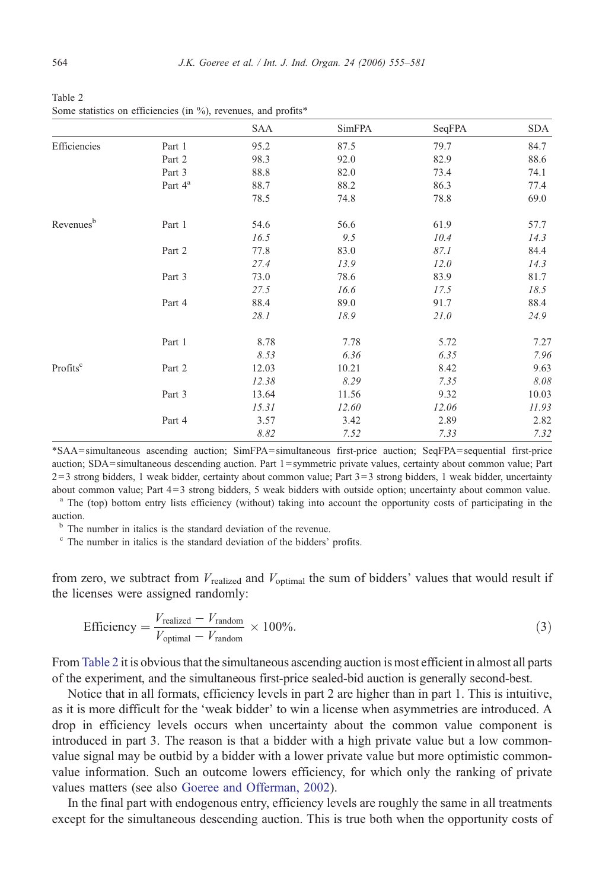Table 2
Some statistics on efficiencies (in %), revenues, and profits*

| | | SAA | SimFPA | SeqFPA | SDA |
|---|---|---|---|---|---|
| Efficiencies | Part 1 | 95.2 | 87.5 | 79.7 | 84.7 |
| | Part 2 | 98.3 | 92.0 | 82.9 | 88.6 |
| | Part 3 | 88.8 | 82.0 | 73.4 | 74.1 |
| | Part 4[a] | 88.7 | 88.2 | 86.3 | 77.4 |
| | | 78.5 | 74.8 | 78.8 | 69.0 |
| Revenues[b] | Part 1 | 54.6 | 56.6 | 61.9 | 57.7 |
| | | *16.5* | *9.5* | *10.4* | *14.3* |
| | Part 2 | 77.8 | 83.0 | 87.1 | 84.4 |
| | | *27.4* | *13.9* | *12.0* | *14.3* |
| | Part 3 | 73.0 | 78.6 | 83.9 | 81.7 |
| | | *27.5* | *16.6* | *17.5* | *18.5* |
| | Part 4 | 88.4 | 89.0 | 91.7 | 88.4 |
| | | *28.1* | *18.9* | *21.0* | *24.9* |
| Profits[c] | Part 1 | 8.78 | 7.78 | 5.72 | 7.27 |
| | | *8.53* | *6.36* | *6.35* | *7.96* |
| | Part 2 | 12.03 | 10.21 | 8.42 | 9.63 |
| | | *12.38* | *8.29* | *7.35* | *8.08* |
| | Part 3 | 13.64 | 11.56 | 9.32 | 10.03 |
| | | *15.31* | *12.60* | *12.06* | *11.93* |
| | Part 4 | 3.57 | 3.42 | 2.89 | 2.82 |
| | | *8.82* | *7.52* | *7.33* | *7.32* |

*SAA = simultaneous ascending auction; SimFPA = simultaneous first-price auction; SeqFPA = sequential first-price auction; SDA = simultaneous descending auction. Part 1 = symmetric private values, certainty about common value; Part 2 = 3 strong bidders, 1 weak bidder, certainty about common value; Part 3 = 3 strong bidders, 1 weak bidder, uncertainty about common value; Part 4 = 3 strong bidders, 5 weak bidders with outside option; uncertainty about common value.

[a] The (top) bottom entry lists efficiency (without) taking into account the opportunity costs of participating in the auction.

[b] The number in italics is the standard deviation of the revenue.

[c] The number in italics is the standard deviation of the bidders' profits.

from zero, we subtract from $V_{\text{realized}}$ and $V_{\text{optimal}}$ the sum of bidders' values that would result if the licenses were assigned randomly:

$$\text{Efficiency} = \frac{V_{\text{realized}} - V_{\text{random}}}{V_{\text{optimal}} - V_{\text{random}}} \times 100\%. \tag{3}$$

From Table 2 it is obvious that the simultaneous ascending auction is most efficient in almost all parts of the experiment, and the simultaneous first-price sealed-bid auction is generally second-best.

Notice that in all formats, efficiency levels in part 2 are higher than in part 1. This is intuitive, as it is more difficult for the 'weak bidder' to win a license when asymmetries are introduced. A drop in efficiency levels occurs when uncertainty about the common value component is introduced in part 3. The reason is that a bidder with a high private value but a low common-value signal may be outbid by a bidder with a lower private value but more optimistic common-value information. Such an outcome lowers efficiency, for which only the ranking of private values matters (see also Goeree and Offerman, 2002).

In the final part with endogenous entry, efficiency levels are roughly the same in all treatments except for the simultaneous descending auction. This is true both when the opportunity costs of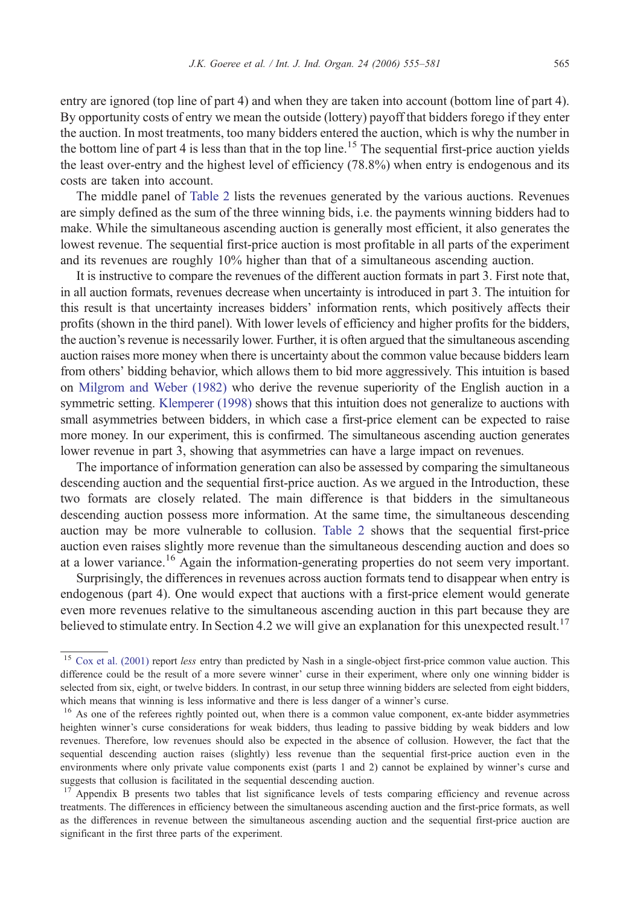entry are ignored (top line of part 4) and when they are taken into account (bottom line of part 4). By opportunity costs of entry we mean the outside (lottery) payoff that bidders forego if they enter the auction. In most treatments, too many bidders entered the auction, which is why the number in the bottom line of part 4 is less than that in the top line.[15] The sequential first-price auction yields the least over-entry and the highest level of efficiency (78.8%) when entry is endogenous and its costs are taken into account.

The middle panel of Table 2 lists the revenues generated by the various auctions. Revenues are simply defined as the sum of the three winning bids, i.e. the payments winning bidders had to make. While the simultaneous ascending auction is generally most efficient, it also generates the lowest revenue. The sequential first-price auction is most profitable in all parts of the experiment and its revenues are roughly 10% higher than that of a simultaneous ascending auction.

It is instructive to compare the revenues of the different auction formats in part 3. First note that, in all auction formats, revenues decrease when uncertainty is introduced in part 3. The intuition for this result is that uncertainty increases bidders' information rents, which positively affects their profits (shown in the third panel). With lower levels of efficiency and higher profits for the bidders, the auction's revenue is necessarily lower. Further, it is often argued that the simultaneous ascending auction raises more money when there is uncertainty about the common value because bidders learn from others' bidding behavior, which allows them to bid more aggressively. This intuition is based on Milgrom and Weber (1982) who derive the revenue superiority of the English auction in a symmetric setting. Klemperer (1998) shows that this intuition does not generalize to auctions with small asymmetries between bidders, in which case a first-price element can be expected to raise more money. In our experiment, this is confirmed. The simultaneous ascending auction generates lower revenue in part 3, showing that asymmetries can have a large impact on revenues.

The importance of information generation can also be assessed by comparing the simultaneous descending auction and the sequential first-price auction. As we argued in the Introduction, these two formats are closely related. The main difference is that bidders in the simultaneous descending auction possess more information. At the same time, the simultaneous descending auction may be more vulnerable to collusion. Table 2 shows that the sequential first-price auction even raises slightly more revenue than the simultaneous descending auction and does so at a lower variance.[16] Again the information-generating properties do not seem very important.

Surprisingly, the differences in revenues across auction formats tend to disappear when entry is endogenous (part 4). One would expect that auctions with a first-price element would generate even more revenues relative to the simultaneous ascending auction in this part because they are believed to stimulate entry. In Section 4.2 we will give an explanation for this unexpected result.[17]

---

[15] Cox et al. (2001) report *less* entry than predicted by Nash in a single-object first-price common value auction. This difference could be the result of a more severe winner' curse in their experiment, where only one winning bidder is selected from six, eight, or twelve bidders. In contrast, in our setup three winning bidders are selected from eight bidders, which means that winning is less informative and there is less danger of a winner's curse.

[16] As one of the referees rightly pointed out, when there is a common value component, ex-ante bidder asymmetries heighten winner's curse considerations for weak bidders, thus leading to passive bidding by weak bidders and low revenues. Therefore, low revenues should also be expected in the absence of collusion. However, the fact that the sequential descending auction raises (slightly) less revenue than the sequential first-price auction even in the environments where only private value components exist (parts 1 and 2) cannot be explained by winner's curse and suggests that collusion is facilitated in the sequential descending auction.

[17] Appendix B presents two tables that list significance levels of tests comparing efficiency and revenue across treatments. The differences in efficiency between the simultaneous ascending auction and the first-price formats, as well as the differences in revenue between the simultaneous ascending auction and the sequential first-price auction are significant in the first three parts of the experiment.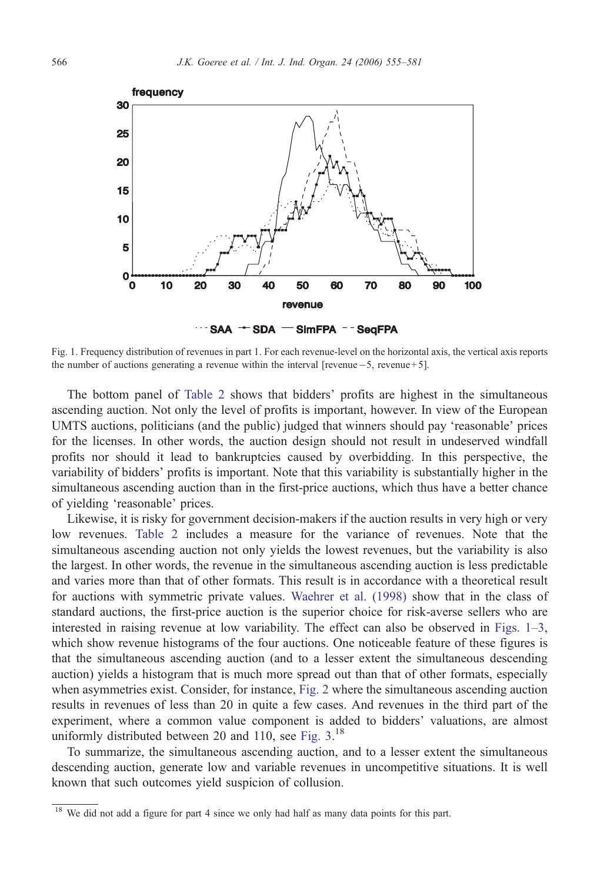Fig. 1. Frequency distribution of revenues in part 1. For each revenue-level on the horizontal axis, the vertical axis reports the number of auctions generating a revenue within the interval [revenue −5, revenue+5].

The bottom panel of Table 2 shows that bidders' profits are highest in the simultaneous ascending auction. Not only the level of profits is important, however. In view of the European UMTS auctions, politicians (and the public) judged that winners should pay 'reasonable' prices for the licenses. In other words, the auction design should not result in undeserved windfall profits nor should it lead to bankruptcies caused by overbidding. In this perspective, the variability of bidders' profits is important. Note that this variability is substantially higher in the simultaneous ascending auction than in the first-price auctions, which thus have a better chance of yielding 'reasonable' prices.

Likewise, it is risky for government decision-makers if the auction results in very high or very low revenues. Table 2 includes a measure for the variance of revenues. Note that the simultaneous ascending auction not only yields the lowest revenues, but the variability is also the largest. In other words, the revenue in the simultaneous ascending auction is less predictable and varies more than that of other formats. This result is in accordance with a theoretical result for auctions with symmetric private values. Waehrer et al. (1998) show that in the class of standard auctions, the first-price auction is the superior choice for risk-averse sellers who are interested in raising revenue at low variability. The effect can also be observed in Figs. 1–3, which show revenue histograms of the four auctions. One noticeable feature of these figures is that the simultaneous ascending auction (and to a lesser extent the simultaneous descending auction) yields a histogram that is much more spread out than that of other formats, especially when asymmetries exist. Consider, for instance, Fig. 2 where the simultaneous ascending auction results in revenues of less than 20 in quite a few cases. And revenues in the third part of the experiment, where a common value component is added to bidders' valuations, are almost uniformly distributed between 20 and 110, see Fig. 3.[18]

To summarize, the simultaneous ascending auction, and to a lesser extent the simultaneous descending auction, generate low and variable revenues in uncompetitive situations. It is well known that such outcomes yield suspicion of collusion.

[18] We did not add a figure for part 4 since we only had half as many data points for this part.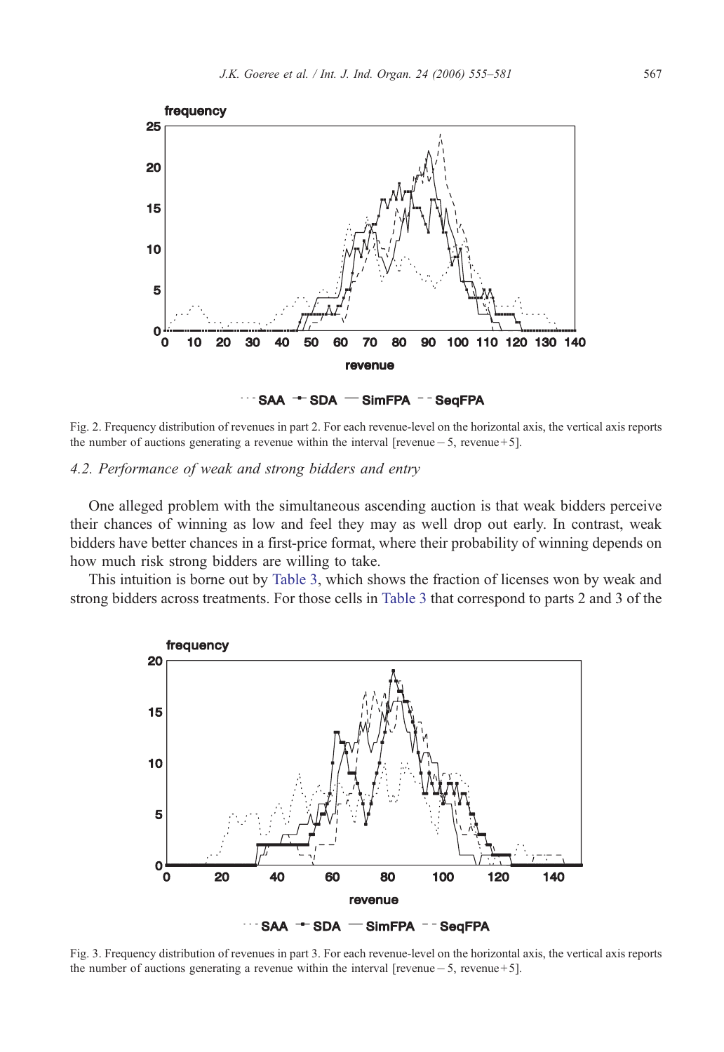Fig. 2. Frequency distribution of revenues in part 2. For each revenue-level on the horizontal axis, the vertical axis reports the number of auctions generating a revenue within the interval [revenue − 5, revenue + 5].

### 4.2. Performance of weak and strong bidders and entry

One alleged problem with the simultaneous ascending auction is that weak bidders perceive their chances of winning as low and feel they may as well drop out early. In contrast, weak bidders have better chances in a first-price format, where their probability of winning depends on how much risk strong bidders are willing to take.

This intuition is borne out by Table 3, which shows the fraction of licenses won by weak and strong bidders across treatments. For those cells in Table 3 that correspond to parts 2 and 3 of the

Fig. 3. Frequency distribution of revenues in part 3. For each revenue-level on the horizontal axis, the vertical axis reports the number of auctions generating a revenue within the interval [revenue − 5, revenue + 5].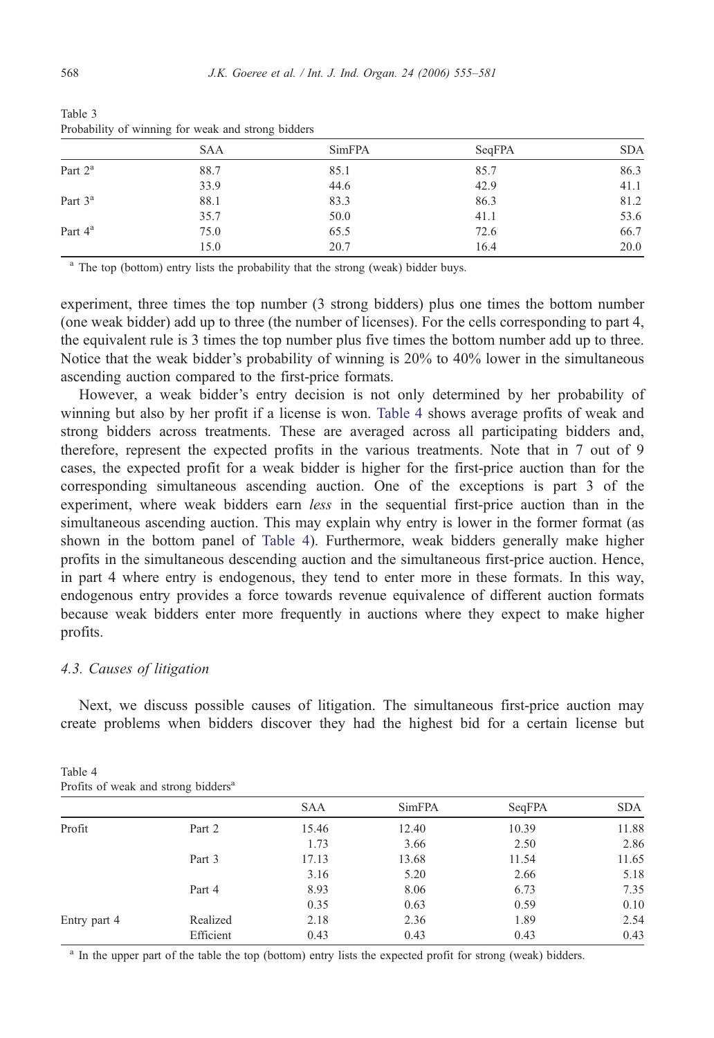Table 3
Probability of winning for weak and strong bidders

| | SAA | SimFPA | SeqFPA | SDA |
|---|---|---|---|---|
| Part 2[a] | 88.7 | 85.1 | 85.7 | 86.3 |
| | 33.9 | 44.6 | 42.9 | 41.1 |
| Part 3[a] | 88.1 | 83.3 | 86.3 | 81.2 |
| | 35.7 | 50.0 | 41.1 | 53.6 |
| Part 4[a] | 75.0 | 65.5 | 72.6 | 66.7 |
| | 15.0 | 20.7 | 16.4 | 20.0 |

[a] The top (bottom) entry lists the probability that the strong (weak) bidder buys.

experiment, three times the top number (3 strong bidders) plus one times the bottom number (one weak bidder) add up to three (the number of licenses). For the cells corresponding to part 4, the equivalent rule is 3 times the top number plus five times the bottom number add up to three. Notice that the weak bidder's probability of winning is 20% to 40% lower in the simultaneous ascending auction compared to the first-price formats.

However, a weak bidder's entry decision is not only determined by her probability of winning but also by her profit if a license is won. Table 4 shows average profits of weak and strong bidders across treatments. These are averaged across all participating bidders and, therefore, represent the expected profits in the various treatments. Note that in 7 out of 9 cases, the expected profit for a weak bidder is higher for the first-price auction than for the corresponding simultaneous ascending auction. One of the exceptions is part 3 of the experiment, where weak bidders earn *less* in the sequential first-price auction than in the simultaneous ascending auction. This may explain why entry is lower in the former format (as shown in the bottom panel of Table 4). Furthermore, weak bidders generally make higher profits in the simultaneous descending auction and the simultaneous first-price auction. Hence, in part 4 where entry is endogenous, they tend to enter more in these formats. In this way, endogenous entry provides a force towards revenue equivalence of different auction formats because weak bidders enter more frequently in auctions where they expect to make higher profits.

### 4.3. Causes of litigation

Next, we discuss possible causes of litigation. The simultaneous first-price auction may create problems when bidders discover they had the highest bid for a certain license but

Table 4
Profits of weak and strong bidders[a]

| | | SAA | SimFPA | SeqFPA | SDA |
|---|---|---|---|---|---|
| Profit | Part 2 | 15.46 | 12.40 | 10.39 | 11.88 |
| | | 1.73 | 3.66 | 2.50 | 2.86 |
| | Part 3 | 17.13 | 13.68 | 11.54 | 11.65 |
| | | 3.16 | 5.20 | 2.66 | 5.18 |
| | Part 4 | 8.93 | 8.06 | 6.73 | 7.35 |
| | | 0.35 | 0.63 | 0.59 | 0.10 |
| Entry part 4 | Realized | 2.18 | 2.36 | 1.89 | 2.54 |
| | Efficient | 0.43 | 0.43 | 0.43 | 0.43 |

[a] In the upper part of the table the top (bottom) entry lists the expected profit for strong (weak) bidders.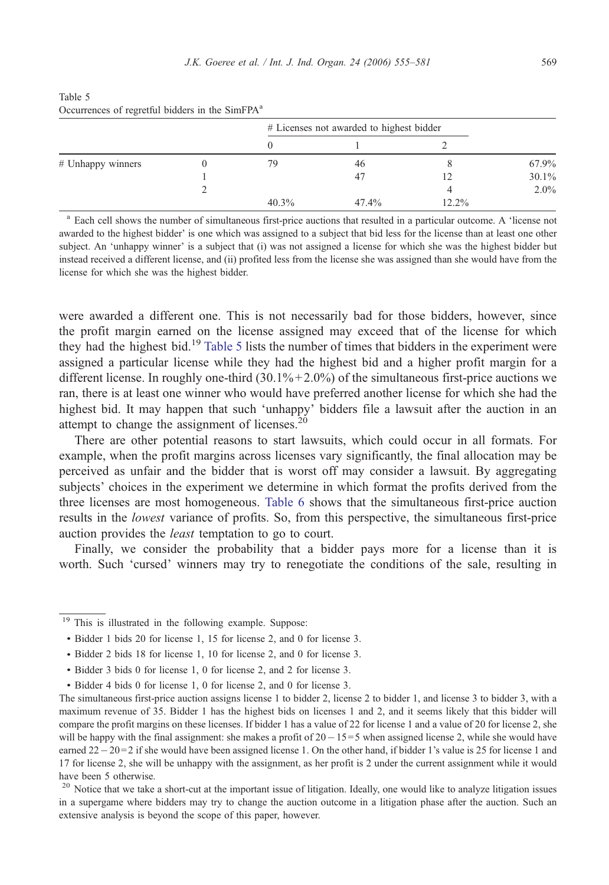Table 5
Occurrences of regretful bidders in the SimFPA[a]

| | | # Licenses not awarded to highest bidder | | | |
|---|---|---|---|---|---|
| | | 0 | 1 | 2 | |
| # Unhappy winners | 0 | 79 | 46 | 8 | 67.9% |
| | 1 | | 47 | 12 | 30.1% |
| | 2 | | | 4 | 2.0% |
| | | 40.3% | 47.4% | 12.2% | |

[a] Each cell shows the number of simultaneous first-price auctions that resulted in a particular outcome. A 'license not awarded to the highest bidder' is one which was assigned to a subject that bid less for the license than at least one other subject. An 'unhappy winner' is a subject that (i) was not assigned a license for which she was the highest bidder but instead received a different license, and (ii) profited less from the license she was assigned than she would have from the license for which she was the highest bidder.

were awarded a different one. This is not necessarily bad for those bidders, however, since the profit margin earned on the license assigned may exceed that of the license for which they had the highest bid.[19] Table 5 lists the number of times that bidders in the experiment were assigned a particular license while they had the highest bid and a higher profit margin for a different license. In roughly one-third (30.1%+2.0%) of the simultaneous first-price auctions we ran, there is at least one winner who would have preferred another license for which she had the highest bid. It may happen that such 'unhappy' bidders file a lawsuit after the auction in an attempt to change the assignment of licenses.[20]

There are other potential reasons to start lawsuits, which could occur in all formats. For example, when the profit margins across licenses vary significantly, the final allocation may be perceived as unfair and the bidder that is worst off may consider a lawsuit. By aggregating subjects' choices in the experiment we determine in which format the profits derived from the three licenses are most homogeneous. Table 6 shows that the simultaneous first-price auction results in the *lowest* variance of profits. So, from this perspective, the simultaneous first-price auction provides the *least* temptation to go to court.

Finally, we consider the probability that a bidder pays more for a license than it is worth. Such 'cursed' winners may try to renegotiate the conditions of the sale, resulting in

---

[19] This is illustrated in the following example. Suppose:

- Bidder 1 bids 20 for license 1, 15 for license 2, and 0 for license 3.
- Bidder 2 bids 18 for license 1, 10 for license 2, and 0 for license 3.
- Bidder 3 bids 0 for license 1, 0 for license 2, and 2 for license 3.
- Bidder 4 bids 0 for license 1, 0 for license 2, and 0 for license 3.

The simultaneous first-price auction assigns license 1 to bidder 2, license 2 to bidder 1, and license 3 to bidder 3, with a maximum revenue of 35. Bidder 1 has the highest bids on licenses 1 and 2, and it seems likely that this bidder will compare the profit margins on these licenses. If bidder 1 has a value of 22 for license 1 and a value of 20 for license 2, she will be happy with the final assignment: she makes a profit of $20-15=5$ when assigned license 2, while she would have earned $22-20=2$ if she would have been assigned license 1. On the other hand, if bidder 1's value is 25 for license 1 and 17 for license 2, she will be unhappy with the assignment, as her profit is 2 under the current assignment while it would have been 5 otherwise.

[20] Notice that we take a short-cut at the important issue of litigation. Ideally, one would like to analyze litigation issues in a supergame where bidders may try to change the auction outcome in a litigation phase after the auction. Such an extensive analysis is beyond the scope of this paper, however.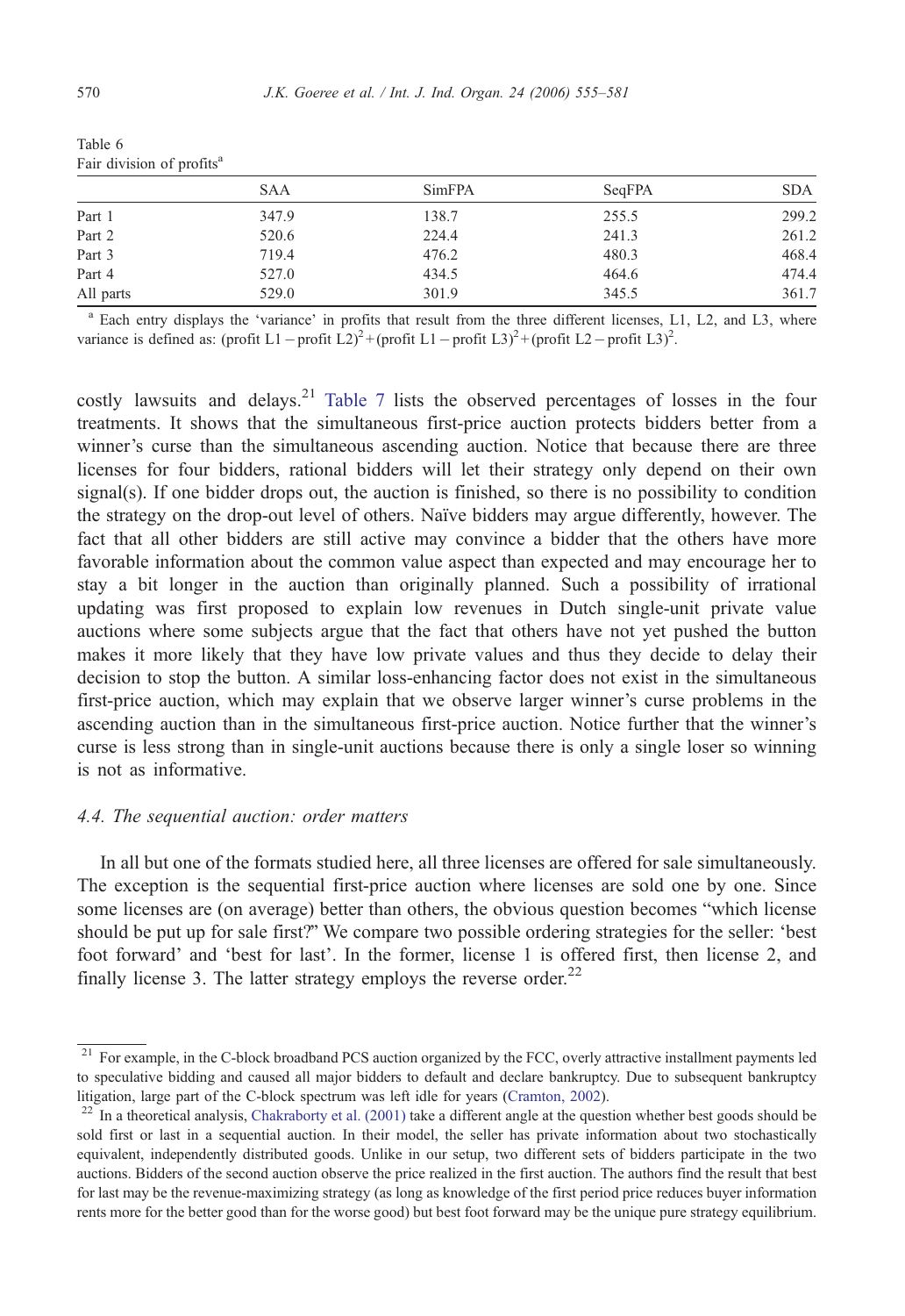Table 6
Fair division of profits[a]

| | SAA | SimFPA | SeqFPA | SDA |
|---|---|---|---|---|
| Part 1 | 347.9 | 138.7 | 255.5 | 299.2 |
| Part 2 | 520.6 | 224.4 | 241.3 | 261.2 |
| Part 3 | 719.4 | 476.2 | 480.3 | 468.4 |
| Part 4 | 527.0 | 434.5 | 464.6 | 474.4 |
| All parts | 529.0 | 301.9 | 345.5 | 361.7 |

[a] Each entry displays the 'variance' in profits that result from the three different licenses, L1, L2, and L3, where variance is defined as: $(\text{profit L1} - \text{profit L2})^2 + (\text{profit L1} - \text{profit L3})^2 + (\text{profit L2} - \text{profit L3})^2$.

costly lawsuits and delays.[21] Table 7 lists the observed percentages of losses in the four treatments. It shows that the simultaneous first-price auction protects bidders better from a winner's curse than the simultaneous ascending auction. Notice that because there are three licenses for four bidders, rational bidders will let their strategy only depend on their own signal(s). If one bidder drops out, the auction is finished, so there is no possibility to condition the strategy on the drop-out level of others. Naïve bidders may argue differently, however. The fact that all other bidders are still active may convince a bidder that the others have more favorable information about the common value aspect than expected and may encourage her to stay a bit longer in the auction than originally planned. Such a possibility of irrational updating was first proposed to explain low revenues in Dutch single-unit private value auctions where some subjects argue that the fact that others have not yet pushed the button makes it more likely that they have low private values and thus they decide to delay their decision to stop the button. A similar loss-enhancing factor does not exist in the simultaneous first-price auction, which may explain that we observe larger winner's curse problems in the ascending auction than in the simultaneous first-price auction. Notice further that the winner's curse is less strong than in single-unit auctions because there is only a single loser so winning is not as informative.

### 4.4. The sequential auction: order matters

In all but one of the formats studied here, all three licenses are offered for sale simultaneously. The exception is the sequential first-price auction where licenses are sold one by one. Since some licenses are (on average) better than others, the obvious question becomes "which license should be put up for sale first?" We compare two possible ordering strategies for the seller: 'best foot forward' and 'best for last'. In the former, license 1 is offered first, then license 2, and finally license 3. The latter strategy employs the reverse order.[22]

[21] For example, in the C-block broadband PCS auction organized by the FCC, overly attractive installment payments led to speculative bidding and caused all major bidders to default and declare bankruptcy. Due to subsequent bankruptcy litigation, large part of the C-block spectrum was left idle for years (Cramton, 2002).

[22] In a theoretical analysis, Chakraborty et al. (2001) take a different angle at the question whether best goods should be sold first or last in a sequential auction. In their model, the seller has private information about two stochastically equivalent, independently distributed goods. Unlike in our setup, two different sets of bidders participate in the two auctions. Bidders of the second auction observe the price realized in the first auction. The authors find the result that best for last may be the revenue-maximizing strategy (as long as knowledge of the first period price reduces buyer information rents more for the better good than for the worse good) but best foot forward may be the unique pure strategy equilibrium.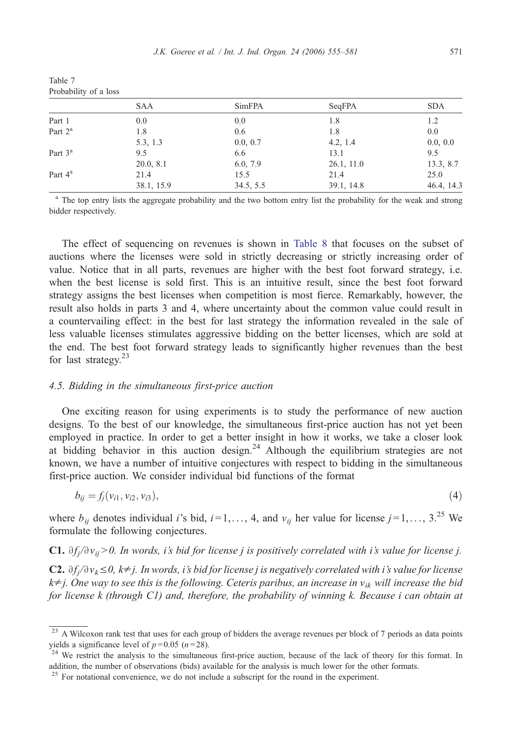Table 7
Probability of a loss

| | SAA | SimFPA | SeqFPA | SDA |
|---|---|---|---|---|
| Part 1 | 0.0 | 0.0 | 1.8 | 1.2 |
| Part 2[a] | 1.8 | 0.6 | 1.8 | 0.0 |
| | 5.3, 1.3 | 0.0, 0.7 | 4.2, 1.4 | 0.0, 0.0 |
| Part 3[a] | 9.5 | 6.6 | 13.1 | 9.5 |
| | 20.0, 8.1 | 6.0, 7.9 | 26.1, 11.0 | 13.3, 8.7 |
| Part 4[a] | 21.4 | 15.5 | 21.4 | 25.0 |
| | 38.1, 15.9 | 34.5, 5.5 | 39.1, 14.8 | 46.4, 14.3 |

[a] The top entry lists the aggregate probability and the two bottom entry list the probability for the weak and strong bidder respectively.

The effect of sequencing on revenues is shown in Table 8 that focuses on the subset of auctions where the licenses were sold in strictly decreasing or strictly increasing order of value. Notice that in all parts, revenues are higher with the best foot forward strategy, i.e. when the best license is sold first. This is an intuitive result, since the best foot forward strategy assigns the best licenses when competition is most fierce. Remarkably, however, the result also holds in parts 3 and 4, where uncertainty about the common value could result in a countervailing effect: in the best for last strategy the information revealed in the sale of less valuable licenses stimulates aggressive bidding on the better licenses, which are sold at the end. The best foot forward strategy leads to significantly higher revenues than the best for last strategy.[23]

### 4.5. Bidding in the simultaneous first-price auction

One exciting reason for using experiments is to study the performance of new auction designs. To the best of our knowledge, the simultaneous first-price auction has not yet been employed in practice. In order to get a better insight in how it works, we take a closer look at bidding behavior in this auction design.[24] Although the equilibrium strategies are not known, we have a number of intuitive conjectures with respect to bidding in the simultaneous first-price auction. We consider individual bid functions of the format

$$b_{ij} = f_j(v_{i1}, v_{i2}, v_{i3}), \tag{4}$$

where $b_{ij}$ denotes individual $i$'s bid, $i = 1, \ldots, 4$, and $v_{ij}$ her value for license $j = 1, \ldots, 3$.[25] We formulate the following conjectures.

**C1.** *$\partial f_j / \partial v_{ij} > 0$. In words, i's bid for license j is positively correlated with i's value for license j.*

**C2.** *$\partial f_j / \partial v_k \leq 0$, $k \neq j$. In words, i's bid for license j is negatively correlated with i's value for license $k \neq j$. One way to see this is the following. Ceteris paribus, an increase in $v_{ik}$ will increase the bid for license k (through C1) and, therefore, the probability of winning k. Because i can obtain at*

---

[23] A Wilcoxon rank test that uses for each group of bidders the average revenues per block of 7 periods as data points yields a significance level of $p = 0.05$ ($n = 28$).

[24] We restrict the analysis to the simultaneous first-price auction, because of the lack of theory for this format. In addition, the number of observations (bids) available for the analysis is much lower for the other formats.

[25] For notational convenience, we do not include a subscript for the round in the experiment.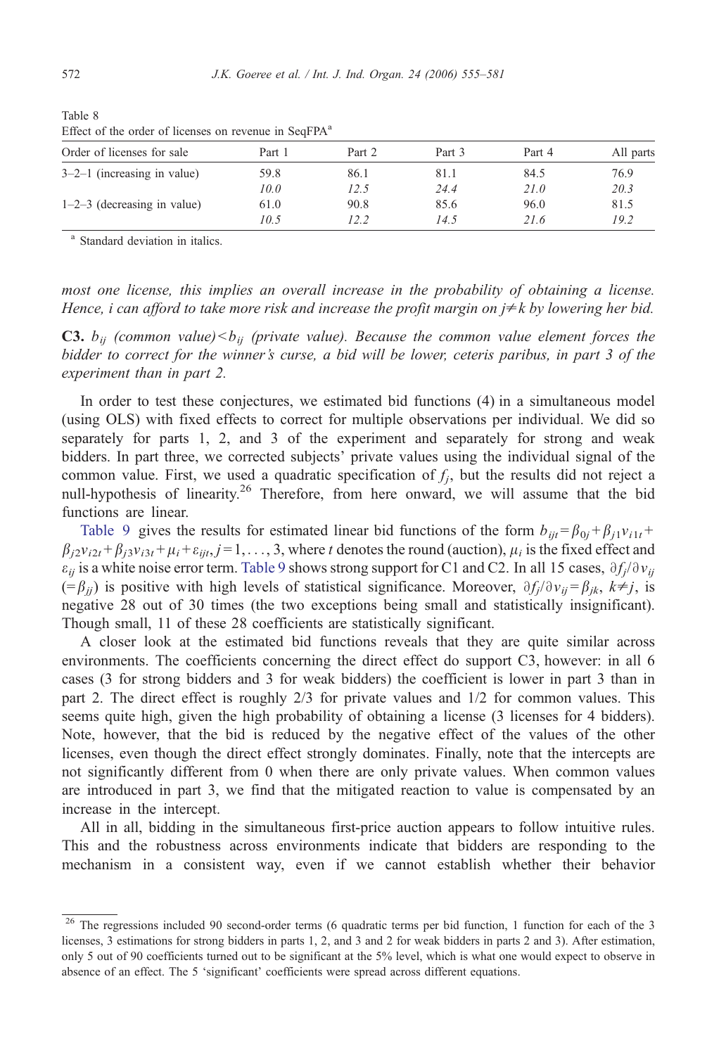Table 8

Effect of the order of licenses on revenue in SeqFPA[a]

| Order of licenses for sale | Part 1 | Part 2 | Part 3 | Part 4 | All parts |
|---|---|---|---|---|---|
| 3–2–1 (increasing in value) | 59.8 | 86.1 | 81.1 | 84.5 | 76.9 |
| | *10.0* | *12.5* | *24.4* | *21.0* | *20.3* |
| 1–2–3 (decreasing in value) | 61.0 | 90.8 | 85.6 | 96.0 | 81.5 |
| | *10.5* | *12.2* | *14.5* | *21.6* | *19.2* |

[a] Standard deviation in italics.

*most one license, this implies an overall increase in the probability of obtaining a license. Hence, i can afford to take more risk and increase the profit margin on $j \neq k$ by lowering her bid.*

**C3.** *$b_{ij}$ (common value) < $b_{ij}$ (private value). Because the common value element forces the bidder to correct for the winner's curse, a bid will be lower, ceteris paribus, in part 3 of the experiment than in part 2.*

In order to test these conjectures, we estimated bid functions (4) in a simultaneous model (using OLS) with fixed effects to correct for multiple observations per individual. We did so separately for parts 1, 2, and 3 of the experiment and separately for strong and weak bidders. In part three, we corrected subjects' private values using the individual signal of the common value. First, we used a quadratic specification of $f_j$, but the results did not reject a null-hypothesis of linearity.[26] Therefore, from here onward, we will assume that the bid functions are linear.

Table 9 gives the results for estimated linear bid functions of the form $b_{ijt} = \beta_{0j} + \beta_{j1} v_{i1t} + \beta_{j2} v_{i2t} + \beta_{j3} v_{i3t} + \mu_i + \varepsilon_{ijt}, j = 1, \ldots, 3$, where $t$ denotes the round (auction), $\mu_i$ is the fixed effect and $\varepsilon_{ij}$ is a white noise error term. Table 9 shows strong support for C1 and C2. In all 15 cases, $\partial f_j / \partial v_{ij}$ ($= \beta_{jj}$) is positive with high levels of statistical significance. Moreover, $\partial f_j / \partial v_{ij} = \beta_{jk}$, $k \neq j$, is negative 28 out of 30 times (the two exceptions being small and statistically insignificant). Though small, 11 of these 28 coefficients are statistically significant.

A closer look at the estimated bid functions reveals that they are quite similar across environments. The coefficients concerning the direct effect do support C3, however: in all 6 cases (3 for strong bidders and 3 for weak bidders) the coefficient is lower in part 3 than in part 2. The direct effect is roughly 2/3 for private values and 1/2 for common values. This seems quite high, given the high probability of obtaining a license (3 licenses for 4 bidders). Note, however, that the bid is reduced by the negative effect of the values of the other licenses, even though the direct effect strongly dominates. Finally, note that the intercepts are not significantly different from 0 when there are only private values. When common values are introduced in part 3, we find that the mitigated reaction to value is compensated by an increase in the intercept.

All in all, bidding in the simultaneous first-price auction appears to follow intuitive rules. This and the robustness across environments indicate that bidders are responding to the mechanism in a consistent way, even if we cannot establish whether their behavior

[26] The regressions included 90 second-order terms (6 quadratic terms per bid function, 1 function for each of the 3 licenses, 3 estimations for strong bidders in parts 1, 2, and 3 and 2 for weak bidders in parts 2 and 3). After estimation, only 5 out of 90 coefficients turned out to be significant at the 5% level, which is what one would expect to observe in absence of an effect. The 5 'significant' coefficients were spread across different equations.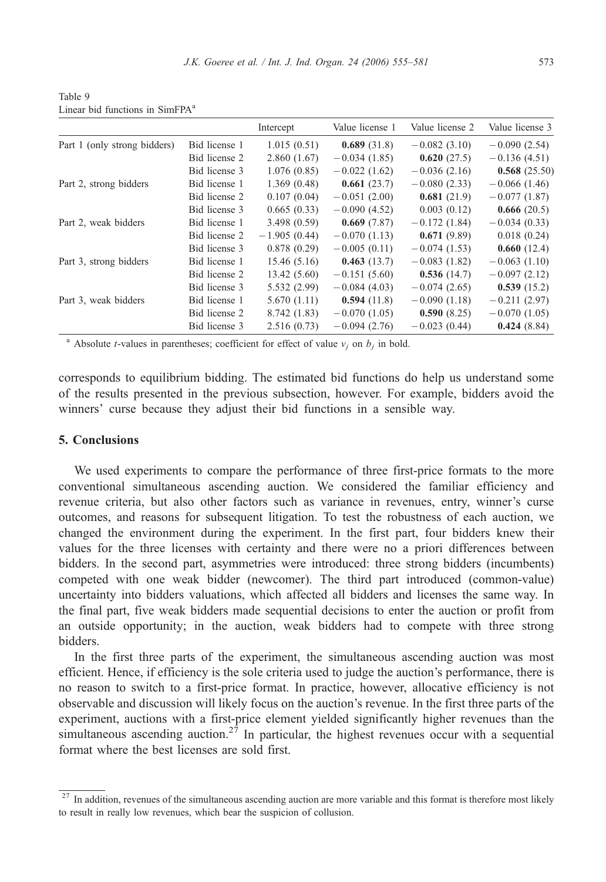Table 9
Linear bid functions in SimFPA[a]

| | | Intercept | Value license 1 | Value license 2 | Value license 3 |
|---|---|---|---|---|---|
| Part 1 (only strong bidders) | Bid license 1 | 1.015 (0.51) | **0.689** (31.8) | −0.082 (3.10) | −0.090 (2.54) |
| | Bid license 2 | 2.860 (1.67) | −0.034 (1.85) | **0.620** (27.5) | −0.136 (4.51) |
| | Bid license 3 | 1.076 (0.85) | −0.022 (1.62) | −0.036 (2.16) | **0.568** (25.50) |
| Part 2, strong bidders | Bid license 1 | 1.369 (0.48) | **0.661** (23.7) | −0.080 (2.33) | −0.066 (1.46) |
| | Bid license 2 | 0.107 (0.04) | −0.051 (2.00) | **0.681** (21.9) | −0.077 (1.87) |
| | Bid license 3 | 0.665 (0.33) | −0.090 (4.52) | 0.003 (0.12) | **0.666** (20.5) |
| Part 2, weak bidders | Bid license 1 | 3.498 (0.59) | **0.669** (7.87) | −0.172 (1.84) | −0.034 (0.33) |
| | Bid license 2 | −1.905 (0.44) | −0.070 (1.13) | **0.671** (9.89) | 0.018 (0.24) |
| | Bid license 3 | 0.878 (0.29) | −0.005 (0.11) | −0.074 (1.53) | **0.660** (12.4) |
| Part 3, strong bidders | Bid license 1 | 15.46 (5.16) | **0.463** (13.7) | −0.083 (1.82) | −0.063 (1.10) |
| | Bid license 2 | 13.42 (5.60) | −0.151 (5.60) | **0.536** (14.7) | −0.097 (2.12) |
| | Bid license 3 | 5.532 (2.99) | −0.084 (4.03) | −0.074 (2.65) | **0.539** (15.2) |
| Part 3, weak bidders | Bid license 1 | 5.670 (1.11) | **0.594** (11.8) | −0.090 (1.18) | −0.211 (2.97) |
| | Bid license 2 | 8.742 (1.83) | −0.070 (1.05) | **0.590** (8.25) | −0.070 (1.05) |
| | Bid license 3 | 2.516 (0.73) | −0.094 (2.76) | −0.023 (0.44) | **0.424** (8.84) |

[a] Absolute $t$-values in parentheses; coefficient for effect of value $v_j$ on $b_j$ in bold.

corresponds to equilibrium bidding. The estimated bid functions do help us understand some of the results presented in the previous subsection, however. For example, bidders avoid the winners' curse because they adjust their bid functions in a sensible way.

## 5. Conclusions

We used experiments to compare the performance of three first-price formats to the more conventional simultaneous ascending auction. We considered the familiar efficiency and revenue criteria, but also other factors such as variance in revenues, entry, winner's curse outcomes, and reasons for subsequent litigation. To test the robustness of each auction, we changed the environment during the experiment. In the first part, four bidders knew their values for the three licenses with certainty and there were no a priori differences between bidders. In the second part, asymmetries were introduced: three strong bidders (incumbents) competed with one weak bidder (newcomer). The third part introduced (common-value) uncertainty into bidders valuations, which affected all bidders and licenses the same way. In the final part, five weak bidders made sequential decisions to enter the auction or profit from an outside opportunity; in the auction, weak bidders had to compete with three strong bidders.

In the first three parts of the experiment, the simultaneous ascending auction was most efficient. Hence, if efficiency is the sole criteria used to judge the auction's performance, there is no reason to switch to a first-price format. In practice, however, allocative efficiency is not observable and discussion will likely focus on the auction's revenue. In the first three parts of the experiment, auctions with a first-price element yielded significantly higher revenues than the simultaneous ascending auction.[27] In particular, the highest revenues occur with a sequential format where the best licenses are sold first.

[27] In addition, revenues of the simultaneous ascending auction are more variable and this format is therefore most likely to result in really low revenues, which bear the suspicion of collusion.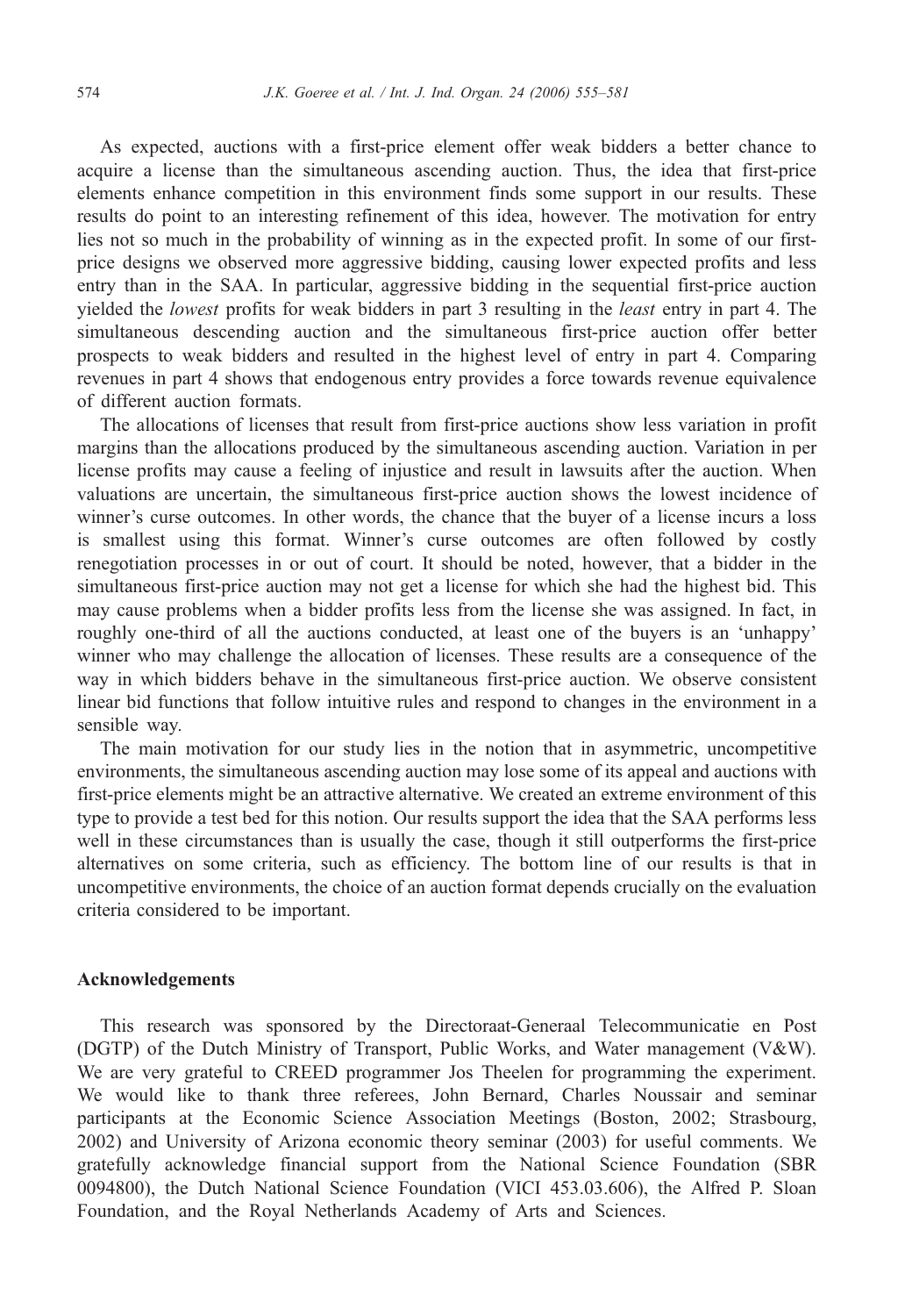As expected, auctions with a first-price element offer weak bidders a better chance to acquire a license than the simultaneous ascending auction. Thus, the idea that first-price elements enhance competition in this environment finds some support in our results. These results do point to an interesting refinement of this idea, however. The motivation for entry lies not so much in the probability of winning as in the expected profit. In some of our first-price designs we observed more aggressive bidding, causing lower expected profits and less entry than in the SAA. In particular, aggressive bidding in the sequential first-price auction yielded the *lowest* profits for weak bidders in part 3 resulting in the *least* entry in part 4. The simultaneous descending auction and the simultaneous first-price auction offer better prospects to weak bidders and resulted in the highest level of entry in part 4. Comparing revenues in part 4 shows that endogenous entry provides a force towards revenue equivalence of different auction formats.

The allocations of licenses that result from first-price auctions show less variation in profit margins than the allocations produced by the simultaneous ascending auction. Variation in per license profits may cause a feeling of injustice and result in lawsuits after the auction. When valuations are uncertain, the simultaneous first-price auction shows the lowest incidence of winner's curse outcomes. In other words, the chance that the buyer of a license incurs a loss is smallest using this format. Winner's curse outcomes are often followed by costly renegotiation processes in or out of court. It should be noted, however, that a bidder in the simultaneous first-price auction may not get a license for which she had the highest bid. This may cause problems when a bidder profits less from the license she was assigned. In fact, in roughly one-third of all the auctions conducted, at least one of the buyers is an 'unhappy' winner who may challenge the allocation of licenses. These results are a consequence of the way in which bidders behave in the simultaneous first-price auction. We observe consistent linear bid functions that follow intuitive rules and respond to changes in the environment in a sensible way.

The main motivation for our study lies in the notion that in asymmetric, uncompetitive environments, the simultaneous ascending auction may lose some of its appeal and auctions with first-price elements might be an attractive alternative. We created an extreme environment of this type to provide a test bed for this notion. Our results support the idea that the SAA performs less well in these circumstances than is usually the case, though it still outperforms the first-price alternatives on some criteria, such as efficiency. The bottom line of our results is that in uncompetitive environments, the choice of an auction format depends crucially on the evaluation criteria considered to be important.

## Acknowledgements

This research was sponsored by the Directoraat-Generaal Telecommunicatie en Post (DGTP) of the Dutch Ministry of Transport, Public Works, and Water management (V&W). We are very grateful to CREED programmer Jos Theelen for programming the experiment. We would like to thank three referees, John Bernard, Charles Noussair and seminar participants at the Economic Science Association Meetings (Boston, 2002; Strasbourg, 2002) and University of Arizona economic theory seminar (2003) for useful comments. We gratefully acknowledge financial support from the National Science Foundation (SBR 0094800), the Dutch National Science Foundation (VICI 453.03.606), the Alfred P. Sloan Foundation, and the Royal Netherlands Academy of Arts and Sciences.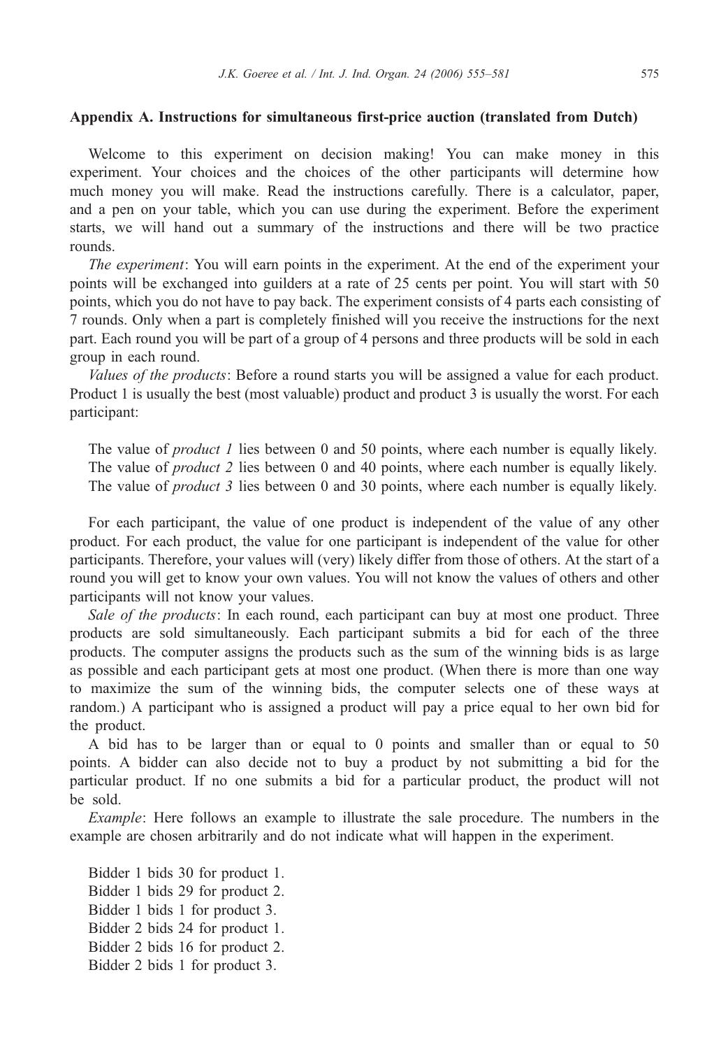## Appendix A. Instructions for simultaneous first-price auction (translated from Dutch)

Welcome to this experiment on decision making! You can make money in this experiment. Your choices and the choices of the other participants will determine how much money you will make. Read the instructions carefully. There is a calculator, paper, and a pen on your table, which you can use during the experiment. Before the experiment starts, we will hand out a summary of the instructions and there will be two practice rounds.

*The experiment*: You will earn points in the experiment. At the end of the experiment your points will be exchanged into guilders at a rate of 25 cents per point. You will start with 50 points, which you do not have to pay back. The experiment consists of 4 parts each consisting of 7 rounds. Only when a part is completely finished will you receive the instructions for the next part. Each round you will be part of a group of 4 persons and three products will be sold in each group in each round.

*Values of the products*: Before a round starts you will be assigned a value for each product. Product 1 is usually the best (most valuable) product and product 3 is usually the worst. For each participant:

The value of *product 1* lies between 0 and 50 points, where each number is equally likely.
The value of *product 2* lies between 0 and 40 points, where each number is equally likely.
The value of *product 3* lies between 0 and 30 points, where each number is equally likely.

For each participant, the value of one product is independent of the value of any other product. For each product, the value for one participant is independent of the value for other participants. Therefore, your values will (very) likely differ from those of others. At the start of a round you will get to know your own values. You will not know the values of others and other participants will not know your values.

*Sale of the products*: In each round, each participant can buy at most one product. Three products are sold simultaneously. Each participant submits a bid for each of the three products. The computer assigns the products such as the sum of the winning bids is as large as possible and each participant gets at most one product. (When there is more than one way to maximize the sum of the winning bids, the computer selects one of these ways at random.) A participant who is assigned a product will pay a price equal to her own bid for the product.

A bid has to be larger than or equal to 0 points and smaller than or equal to 50 points. A bidder can also decide not to buy a product by not submitting a bid for the particular product. If no one submits a bid for a particular product, the product will not be sold.

*Example*: Here follows an example to illustrate the sale procedure. The numbers in the example are chosen arbitrarily and do not indicate what will happen in the experiment.

Bidder 1 bids 30 for product 1.
Bidder 1 bids 29 for product 2.
Bidder 1 bids 1 for product 3.
Bidder 2 bids 24 for product 1.
Bidder 2 bids 16 for product 2.
Bidder 2 bids 1 for product 3.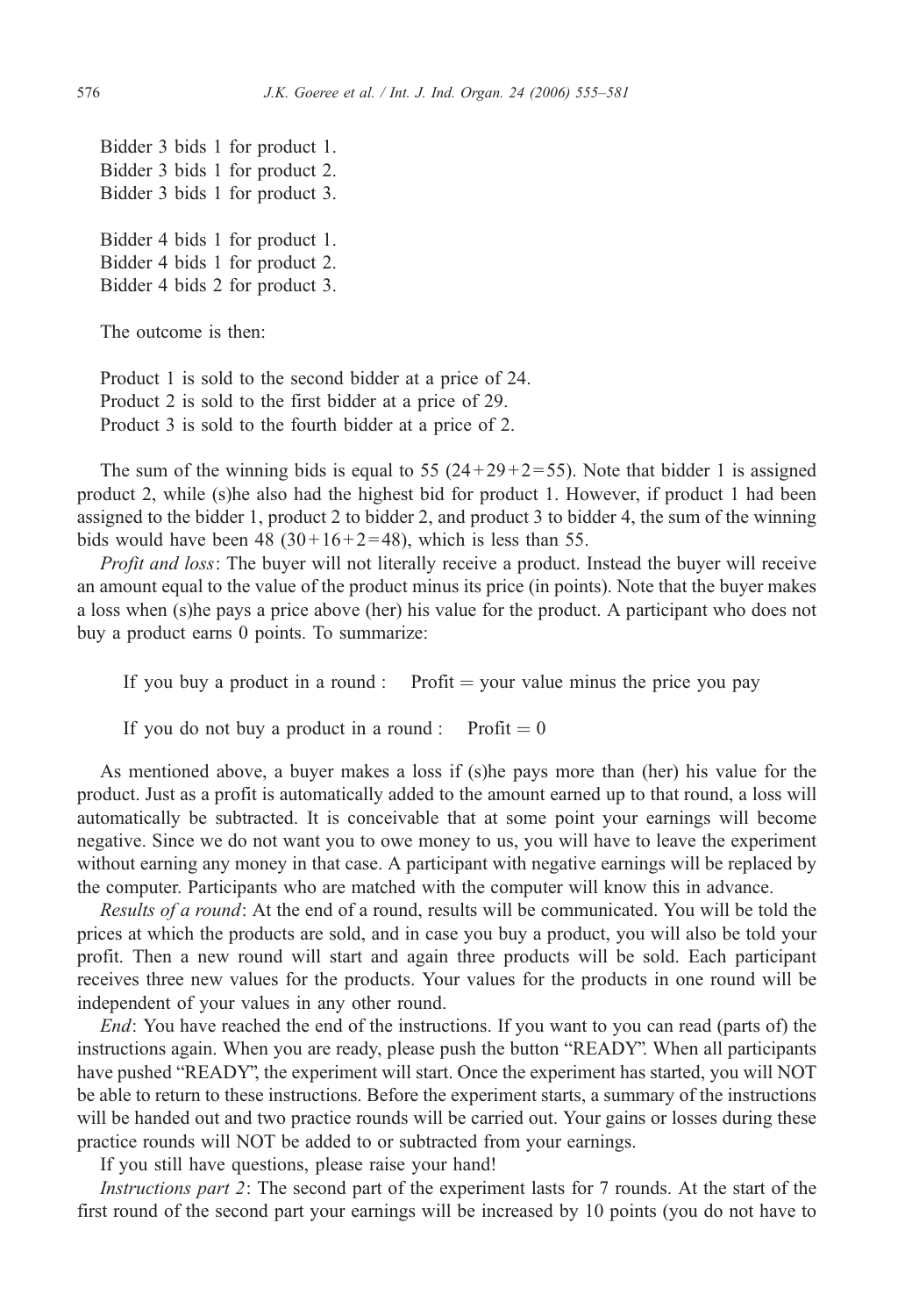Bidder 3 bids 1 for product 1.
Bidder 3 bids 1 for product 2.
Bidder 3 bids 1 for product 3.

Bidder 4 bids 1 for product 1.
Bidder 4 bids 1 for product 2.
Bidder 4 bids 2 for product 3.

The outcome is then:

Product 1 is sold to the second bidder at a price of 24.
Product 2 is sold to the first bidder at a price of 29.
Product 3 is sold to the fourth bidder at a price of 2.

The sum of the winning bids is equal to 55 (24+29+2=55). Note that bidder 1 is assigned product 2, while (s)he also had the highest bid for product 1. However, if product 1 had been assigned to the bidder 1, product 2 to bidder 2, and product 3 to bidder 4, the sum of the winning bids would have been 48 (30+16+2=48), which is less than 55.

*Profit and loss*: The buyer will not literally receive a product. Instead the buyer will receive an amount equal to the value of the product minus its price (in points). Note that the buyer makes a loss when (s)he pays a price above (her) his value for the product. A participant who does not buy a product earns 0 points. To summarize:

If you buy a product in a round : Profit = your value minus the price you pay

If you do not buy a product in a round : Profit = 0

As mentioned above, a buyer makes a loss if (s)he pays more than (her) his value for the product. Just as a profit is automatically added to the amount earned up to that round, a loss will automatically be subtracted. It is conceivable that at some point your earnings will become negative. Since we do not want you to owe money to us, you will have to leave the experiment without earning any money in that case. A participant with negative earnings will be replaced by the computer. Participants who are matched with the computer will know this in advance.

*Results of a round*: At the end of a round, results will be communicated. You will be told the prices at which the products are sold, and in case you buy a product, you will also be told your profit. Then a new round will start and again three products will be sold. Each participant receives three new values for the products. Your values for the products in one round will be independent of your values in any other round.

*End*: You have reached the end of the instructions. If you want to you can read (parts of) the instructions again. When you are ready, please push the button "READY". When all participants have pushed "READY", the experiment will start. Once the experiment has started, you will NOT be able to return to these instructions. Before the experiment starts, a summary of the instructions will be handed out and two practice rounds will be carried out. Your gains or losses during these practice rounds will NOT be added to or subtracted from your earnings.

If you still have questions, please raise your hand!

*Instructions part 2*: The second part of the experiment lasts for 7 rounds. At the start of the first round of the second part your earnings will be increased by 10 points (you do not have to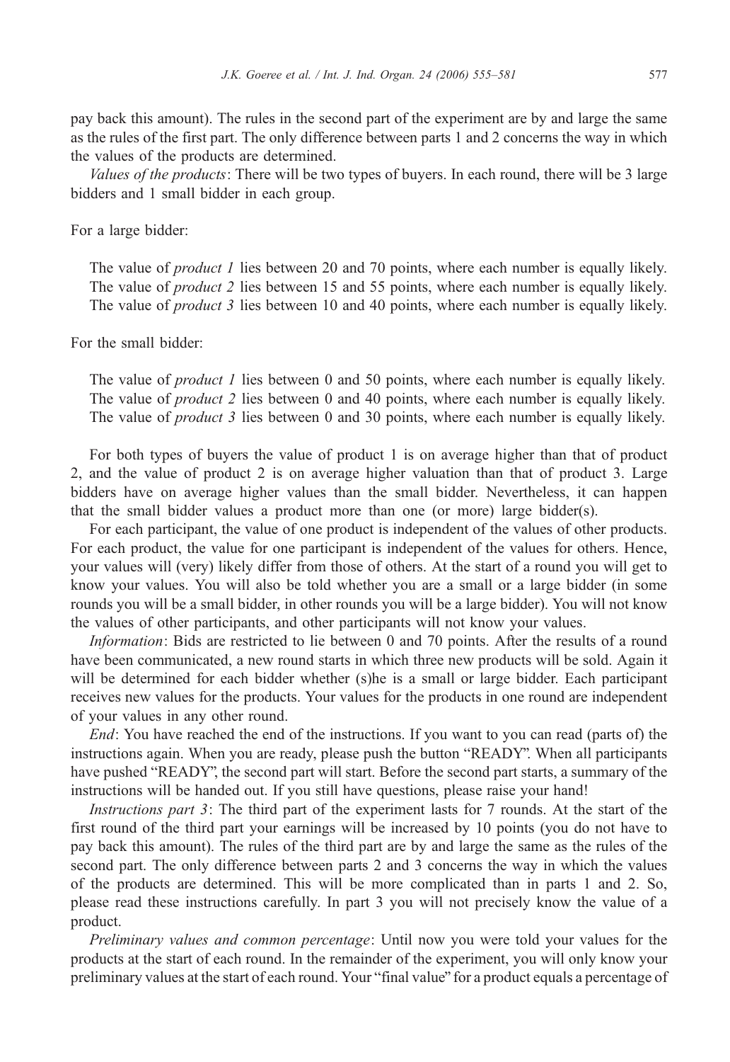pay back this amount). The rules in the second part of the experiment are by and large the same as the rules of the first part. The only difference between parts 1 and 2 concerns the way in which the values of the products are determined.

*Values of the products*: There will be two types of buyers. In each round, there will be 3 large bidders and 1 small bidder in each group.

For a large bidder:

> The value of *product 1* lies between 20 and 70 points, where each number is equally likely.
> The value of *product 2* lies between 15 and 55 points, where each number is equally likely.
> The value of *product 3* lies between 10 and 40 points, where each number is equally likely.

For the small bidder:

> The value of *product 1* lies between 0 and 50 points, where each number is equally likely.
> The value of *product 2* lies between 0 and 40 points, where each number is equally likely.
> The value of *product 3* lies between 0 and 30 points, where each number is equally likely.

For both types of buyers the value of product 1 is on average higher than that of product 2, and the value of product 2 is on average higher valuation than that of product 3. Large bidders have on average higher values than the small bidder. Nevertheless, it can happen that the small bidder values a product more than one (or more) large bidder(s).

For each participant, the value of one product is independent of the values of other products. For each product, the value for one participant is independent of the values for others. Hence, your values will (very) likely differ from those of others. At the start of a round you will get to know your values. You will also be told whether you are a small or a large bidder (in some rounds you will be a small bidder, in other rounds you will be a large bidder). You will not know the values of other participants, and other participants will not know your values.

*Information*: Bids are restricted to lie between 0 and 70 points. After the results of a round have been communicated, a new round starts in which three new products will be sold. Again it will be determined for each bidder whether (s)he is a small or large bidder. Each participant receives new values for the products. Your values for the products in one round are independent of your values in any other round.

*End*: You have reached the end of the instructions. If you want to you can read (parts of) the instructions again. When you are ready, please push the button "READY". When all participants have pushed "READY", the second part will start. Before the second part starts, a summary of the instructions will be handed out. If you still have questions, please raise your hand!

*Instructions part 3*: The third part of the experiment lasts for 7 rounds. At the start of the first round of the third part your earnings will be increased by 10 points (you do not have to pay back this amount). The rules of the third part are by and large the same as the rules of the second part. The only difference between parts 2 and 3 concerns the way in which the values of the products are determined. This will be more complicated than in parts 1 and 2. So, please read these instructions carefully. In part 3 you will not precisely know the value of a product.

*Preliminary values and common percentage*: Until now you were told your values for the products at the start of each round. In the remainder of the experiment, you will only know your preliminary values at the start of each round. Your "final value" for a product equals a percentage of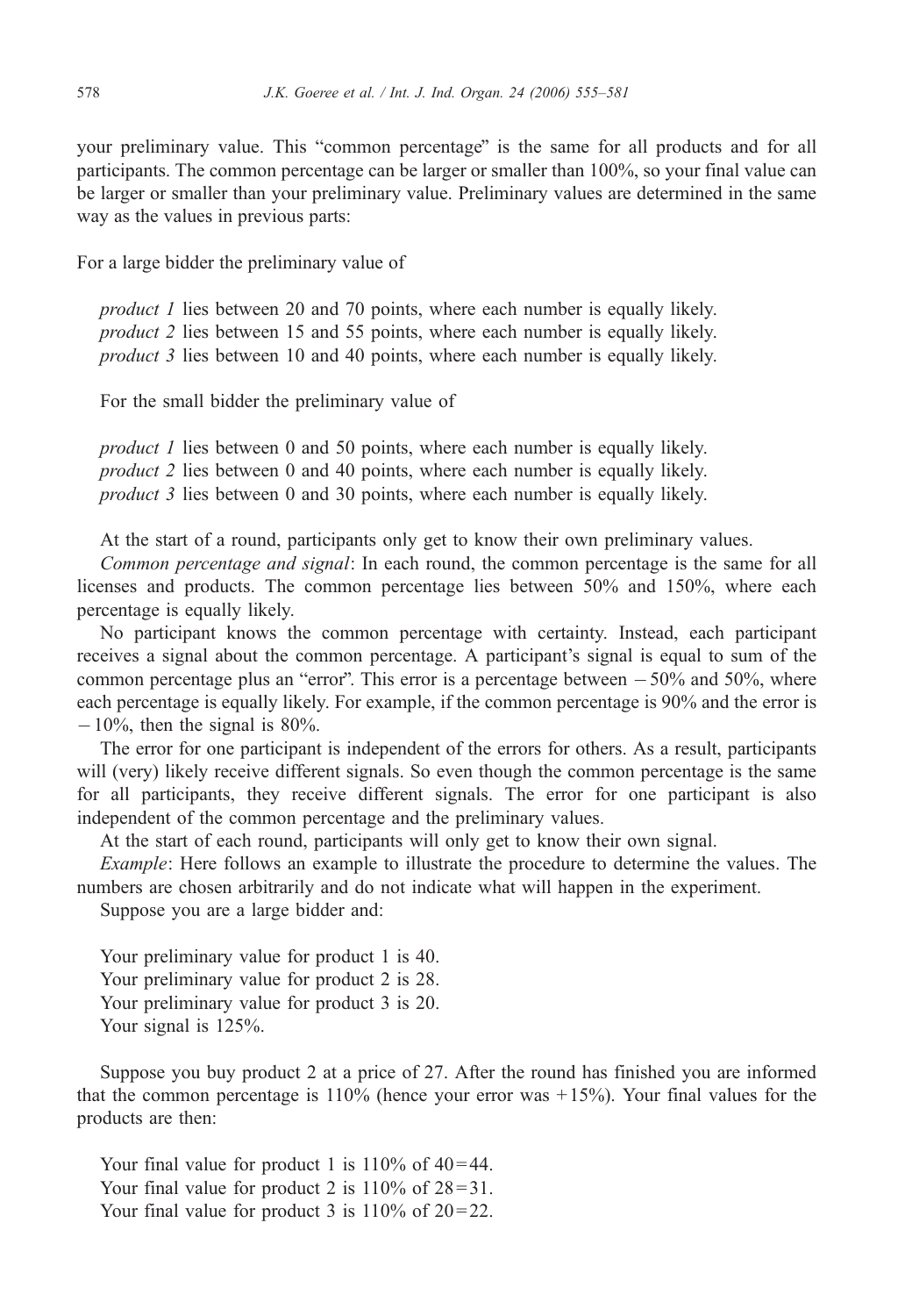your preliminary value. This "common percentage" is the same for all products and for all participants. The common percentage can be larger or smaller than 100%, so your final value can be larger or smaller than your preliminary value. Preliminary values are determined in the same way as the values in previous parts:

For a large bidder the preliminary value of

*product 1* lies between 20 and 70 points, where each number is equally likely.
*product 2* lies between 15 and 55 points, where each number is equally likely.
*product 3* lies between 10 and 40 points, where each number is equally likely.

For the small bidder the preliminary value of

*product 1* lies between 0 and 50 points, where each number is equally likely.
*product 2* lies between 0 and 40 points, where each number is equally likely.
*product 3* lies between 0 and 30 points, where each number is equally likely.

At the start of a round, participants only get to know their own preliminary values.

*Common percentage and signal*: In each round, the common percentage is the same for all licenses and products. The common percentage lies between 50% and 150%, where each percentage is equally likely.

No participant knows the common percentage with certainty. Instead, each participant receives a signal about the common percentage. A participant's signal is equal to sum of the common percentage plus an "error". This error is a percentage between −50% and 50%, where each percentage is equally likely. For example, if the common percentage is 90% and the error is −10%, then the signal is 80%.

The error for one participant is independent of the errors for others. As a result, participants will (very) likely receive different signals. So even though the common percentage is the same for all participants, they receive different signals. The error for one participant is also independent of the common percentage and the preliminary values.

At the start of each round, participants will only get to know their own signal.

*Example*: Here follows an example to illustrate the procedure to determine the values. The numbers are chosen arbitrarily and do not indicate what will happen in the experiment.

Suppose you are a large bidder and:

Your preliminary value for product 1 is 40.
Your preliminary value for product 2 is 28.
Your preliminary value for product 3 is 20.
Your signal is 125%.

Suppose you buy product 2 at a price of 27. After the round has finished you are informed that the common percentage is 110% (hence your error was +15%). Your final values for the products are then:

Your final value for product 1 is 110% of 40 = 44.
Your final value for product 2 is 110% of 28 = 31.
Your final value for product 3 is 110% of 20 = 22.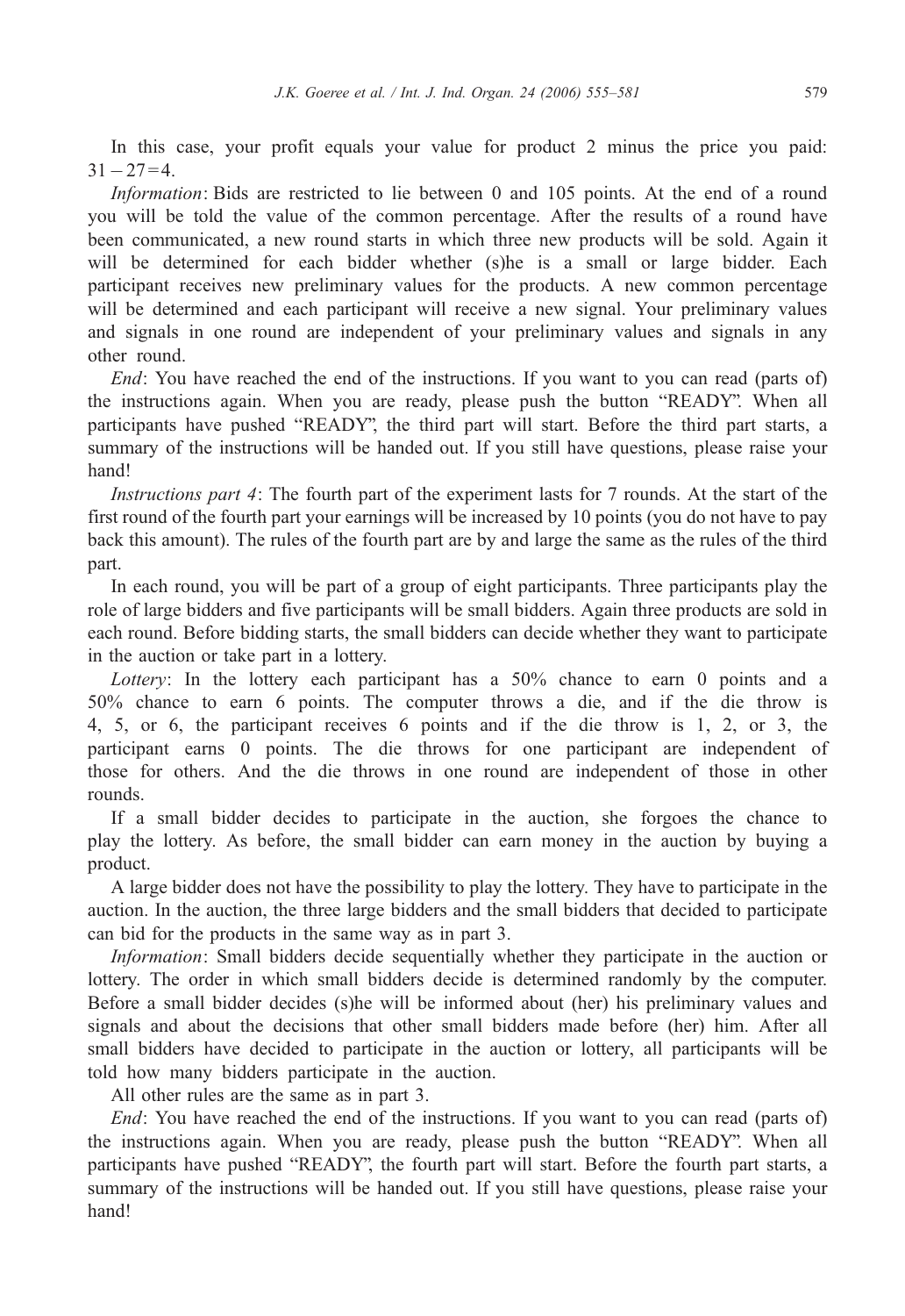In this case, your profit equals your value for product 2 minus the price you paid: $31 - 27 = 4$.

*Information*: Bids are restricted to lie between 0 and 105 points. At the end of a round you will be told the value of the common percentage. After the results of a round have been communicated, a new round starts in which three new products will be sold. Again it will be determined for each bidder whether (s)he is a small or large bidder. Each participant receives new preliminary values for the products. A new common percentage will be determined and each participant will receive a new signal. Your preliminary values and signals in one round are independent of your preliminary values and signals in any other round.

*End*: You have reached the end of the instructions. If you want to you can read (parts of) the instructions again. When you are ready, please push the button "READY". When all participants have pushed "READY", the third part will start. Before the third part starts, a summary of the instructions will be handed out. If you still have questions, please raise your hand!

*Instructions part 4*: The fourth part of the experiment lasts for 7 rounds. At the start of the first round of the fourth part your earnings will be increased by 10 points (you do not have to pay back this amount). The rules of the fourth part are by and large the same as the rules of the third part.

In each round, you will be part of a group of eight participants. Three participants play the role of large bidders and five participants will be small bidders. Again three products are sold in each round. Before bidding starts, the small bidders can decide whether they want to participate in the auction or take part in a lottery.

*Lottery*: In the lottery each participant has a 50% chance to earn 0 points and a 50% chance to earn 6 points. The computer throws a die, and if the die throw is 4, 5, or 6, the participant receives 6 points and if the die throw is 1, 2, or 3, the participant earns 0 points. The die throws for one participant are independent of those for others. And the die throws in one round are independent of those in other rounds.

If a small bidder decides to participate in the auction, she forgoes the chance to play the lottery. As before, the small bidder can earn money in the auction by buying a product.

A large bidder does not have the possibility to play the lottery. They have to participate in the auction. In the auction, the three large bidders and the small bidders that decided to participate can bid for the products in the same way as in part 3.

*Information*: Small bidders decide sequentially whether they participate in the auction or lottery. The order in which small bidders decide is determined randomly by the computer. Before a small bidder decides (s)he will be informed about (her) his preliminary values and signals and about the decisions that other small bidders made before (her) him. After all small bidders have decided to participate in the auction or lottery, all participants will be told how many bidders participate in the auction.

All other rules are the same as in part 3.

*End*: You have reached the end of the instructions. If you want to you can read (parts of) the instructions again. When you are ready, please push the button "READY". When all participants have pushed "READY", the fourth part will start. Before the fourth part starts, a summary of the instructions will be handed out. If you still have questions, please raise your hand!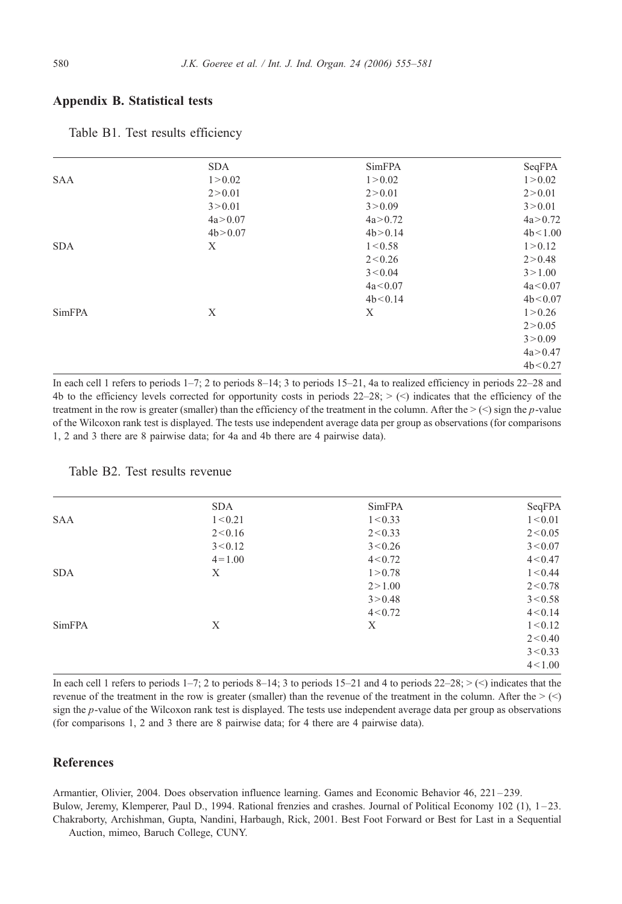## Appendix B. Statistical tests

Table B1. Test results efficiency

| | SDA | SimFPA | SeqFPA |
|---|---|---|---|
| SAA | 1 > 0.02 | 1 > 0.02 | 1 > 0.02 |
| | 2 > 0.01 | 2 > 0.01 | 2 > 0.01 |
| | 3 > 0.01 | 3 > 0.09 | 3 > 0.01 |
| | 4a > 0.07 | 4a > 0.72 | 4a > 0.72 |
| | 4b > 0.07 | 4b > 0.14 | 4b < 1.00 |
| SDA | X | 1 < 0.58 | 1 > 0.12 |
| | | 2 < 0.26 | 2 > 0.48 |
| | | 3 < 0.04 | 3 > 1.00 |
| | | 4a < 0.07 | 4a < 0.07 |
| | | 4b < 0.14 | 4b < 0.07 |
| SimFPA | X | X | 1 > 0.26 |
| | | | 2 > 0.05 |
| | | | 3 > 0.09 |
| | | | 4a > 0.47 |
| | | | 4b < 0.27 |

In each cell 1 refers to periods 1–7; 2 to periods 8–14; 3 to periods 15–21, 4a to realized efficiency in periods 22–28 and 4b to the efficiency levels corrected for opportunity costs in periods 22–28; > (<) indicates that the efficiency of the treatment in the row is greater (smaller) than the efficiency of the treatment in the column. After the > (<) sign the $p$-value of the Wilcoxon rank test is displayed. The tests use independent average data per group as observations (for comparisons 1, 2 and 3 there are 8 pairwise data; for 4a and 4b there are 4 pairwise data).

Table B2. Test results revenue

| | SDA | SimFPA | SeqFPA |
|---|---|---|---|
| SAA | 1 < 0.21 | 1 < 0.33 | 1 < 0.01 |
| | 2 < 0.16 | 2 < 0.33 | 2 < 0.05 |
| | 3 < 0.12 | 3 < 0.26 | 3 < 0.07 |
| | 4 = 1.00 | 4 < 0.72 | 4 < 0.47 |
| SDA | X | 1 > 0.78 | 1 < 0.44 |
| | | 2 > 1.00 | 2 < 0.78 |
| | | 3 > 0.48 | 3 < 0.58 |
| | | 4 < 0.72 | 4 < 0.14 |
| SimFPA | X | X | 1 < 0.12 |
| | | | 2 < 0.40 |
| | | | 3 < 0.33 |
| | | | 4 < 1.00 |

In each cell 1 refers to periods 1–7; 2 to periods 8–14; 3 to periods 15–21 and 4 to periods 22–28; > (<) indicates that the revenue of the treatment in the row is greater (smaller) than the revenue of the treatment in the column. After the > (<) sign the $p$-value of the Wilcoxon rank test is displayed. The tests use independent average data per group as observations (for comparisons 1, 2 and 3 there are 8 pairwise data; for 4 there are 4 pairwise data).

## References

Armantier, Olivier, 2004. Does observation influence learning. Games and Economic Behavior 46, 221–239.

Bulow, Jeremy, Klemperer, Paul D., 1994. Rational frenzies and crashes. Journal of Political Economy 102 (1), 1–23.

Chakraborty, Archishman, Gupta, Nandini, Harbaugh, Rick, 2001. Best Foot Forward or Best for Last in a Sequential Auction, mimeo, Baruch College, CUNY.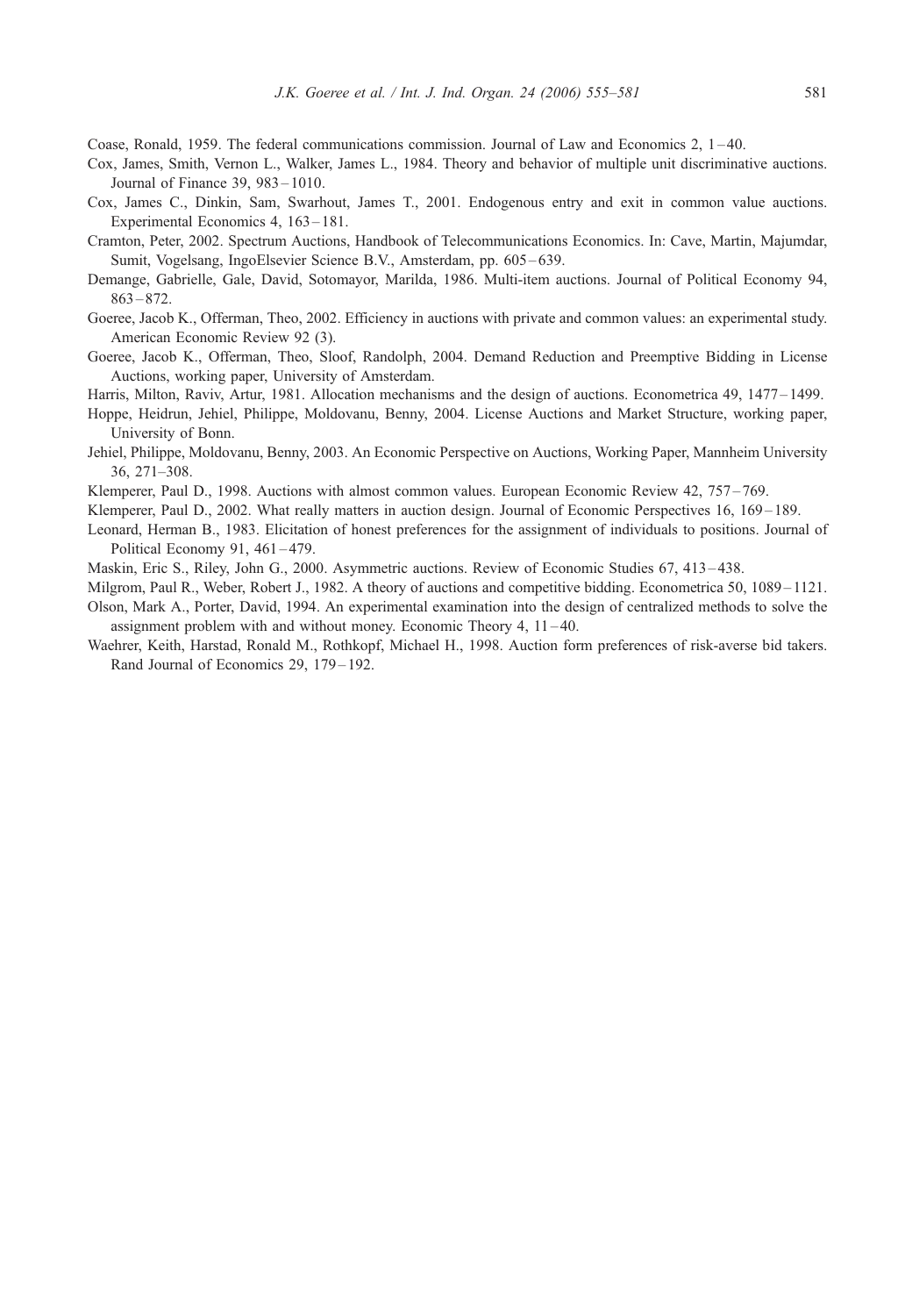Coase, Ronald, 1959. The federal communications commission. Journal of Law and Economics 2, 1 – 40.

Cox, James, Smith, Vernon L., Walker, James L., 1984. Theory and behavior of multiple unit discriminative auctions. Journal of Finance 39, 983 – 1010.

Cox, James C., Dinkin, Sam, Swarhout, James T., 2001. Endogenous entry and exit in common value auctions. Experimental Economics 4, 163 – 181.

Cramton, Peter, 2002. Spectrum Auctions, Handbook of Telecommunications Economics. In: Cave, Martin, Majumdar, Sumit, Vogelsang, IngoElsevier Science B.V., Amsterdam, pp. 605 – 639.

Demange, Gabrielle, Gale, David, Sotomayor, Marilda, 1986. Multi-item auctions. Journal of Political Economy 94, 863 – 872.

Goeree, Jacob K., Offerman, Theo, 2002. Efficiency in auctions with private and common values: an experimental study. American Economic Review 92 (3).

Goeree, Jacob K., Offerman, Theo, Sloof, Randolph, 2004. Demand Reduction and Preemptive Bidding in License Auctions, working paper, University of Amsterdam.

Harris, Milton, Raviv, Artur, 1981. Allocation mechanisms and the design of auctions. Econometrica 49, 1477 – 1499.

Hoppe, Heidrun, Jehiel, Philippe, Moldovanu, Benny, 2004. License Auctions and Market Structure, working paper, University of Bonn.

Jehiel, Philippe, Moldovanu, Benny, 2003. An Economic Perspective on Auctions, Working Paper, Mannheim University 36, 271–308.

Klemperer, Paul D., 1998. Auctions with almost common values. European Economic Review 42, 757 – 769.

Klemperer, Paul D., 2002. What really matters in auction design. Journal of Economic Perspectives 16, 169 – 189.

Leonard, Herman B., 1983. Elicitation of honest preferences for the assignment of individuals to positions. Journal of Political Economy 91, 461 – 479.

Maskin, Eric S., Riley, John G., 2000. Asymmetric auctions. Review of Economic Studies 67, 413 – 438.

Milgrom, Paul R., Weber, Robert J., 1982. A theory of auctions and competitive bidding. Econometrica 50, 1089 – 1121.

Olson, Mark A., Porter, David, 1994. An experimental examination into the design of centralized methods to solve the assignment problem with and without money. Economic Theory 4, 11 – 40.

Waehrer, Keith, Harstad, Ronald M., Rothkopf, Michael H., 1998. Auction form preferences of risk-averse bid takers. Rand Journal of Economics 29, 179 – 192.